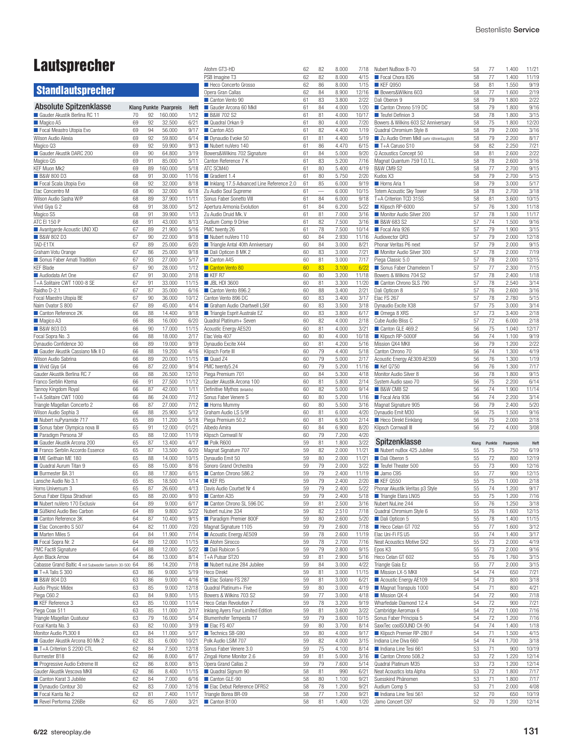# Lautsprecher

## Standlautsprecher

### Absolute Spitzenklasse

| | Klang | Punkte | Paarpreis | Heft |
|---|---|---|---|---|
| Gauder Akustik Berlina RC 11 | 70 | 92 | 160.000 | 1/12 |
| Magico A5 | 69 | 92 | 32.500 | 6/21 |
| Focal Meastro Utopia Evo | 69 | 94 | 56.000 | 9/17 |
| Wilson Audio Alexia | 69 | 92 | 59.800 | 6/14 |
| Magico Q3 | 69 | 92 | 59.900 | 9/13 |
| Gauder Akustik DARC 200 | 69 | 90 | 64.800 | 3/19 |
| Magico Q5 | 69 | 91 | 85.000 | 5/11 |
| KEF Muon Mk2 | 69 | 89 | 160.000 | 5/18 |
| B&W 800 D3 | 68 | 91 | 30.000 | 11/16 |
| Focal Scala Utopia Evo | 68 | 92 | 32.000 | 8/18 |
| Elac Concentro M | 68 | 90 | 32.000 | 6/18 |
| Wilson Audio Sasha W/P | 68 | 89 | 37.900 | 11/11 |
| Vivid Giya G 2 | 68 | 91 | 38.000 | 5/12 |
| Magico S5 | 68 | 91 | 39.900 | 1/13 |
| ATC El 150 P | 68 | 91 | 43.000 | 8/13 |
| Avantgarde Acoustic UNO XD | 67 | 89 | 21.900 | 5/16 |
| B&W 802 D3 | 67 | 90 | 22.000 | 9/18 |
| TAD-E1TX | 67 | 89 | 25.000 | 6/20 |
| Graham Votu Orange | 67 | 86 | 25.000 | 9/18 |
| Sonus Faber Amati Tradition | 67 | 93 | 27.000 | 5/17 |
| KEF Blade | 67 | 90 | 28.000 | 1/12 |
| Audiodata Art One | 67 | 91 | 30.000 | 2/18 |
| T+A Solitaire CWT 1000-8 SE | 67 | 91 | 33.000 | 11/15 |
| Raidho D-2.1 | 67 | 87 | 35.000 | 6/16 |
| Focal Maestro Utopia BE | 67 | 90 | 36.000 | 10/12 |
| Naim Ovator S 800 | 67 | 89 | 45.000 | 4/14 |
| Canton Reference 2K | 66 | 88 | 14.400 | 9/18 |
| Magico A3 | 66 | 88 | 16.000 | 6/20 |
| B&W 803 D3 | 66 | 90 | 17.000 | 11/15 |
| Focal Sopra No. 3 | 66 | 88 | 18.000 | 2/17 |
| Dynaudio Confidence 30 | 66 | 89 | 19.000 | 9/19 |
| Gauder Akustik Cassiano Mk II D | 66 | 88 | 19.200 | 4/16 |
| Wilson Audio Sabrina | 66 | 89 | 20.000 | 11/15 |
| Vivid Giya G4 | 66 | 87 | 22.000 | 9/14 |
| Gauder Akustik Berlina RC 7 | 66 | 88 | 26.500 | 12/10 |
| Franco Serblin Ktema | 66 | 91 | 27.500 | 11/12 |
| Tannoy Kingdom Royal | 66 | 87 | 42.000 | 1/11 |
| T+A Solitaire CWT 1000 | 66 | 86 | 24.000 | 7/12 |
| Triangle Magellan Concerto 2 | 66 | 87 | 27.000 | 7/12 |
| Wilson Audio Sophia 3 | 66 | 88 | 25.900 | 5/12 |
| Nubert nuPyramide 717 | 65 | 89 | 11.200 | 5/18 |
| Sonus faber Olympica nova III | 65 | 91 | 12.000 | 01/21 |
| Paradigm Persona 3F | 65 | 88 | 12.000 | 11/19 |
| Gauder Akustik Arcona 200 | 65 | 87 | 13.400 | 4/17 |
| Franco Serblin Accordo Essence | 65 | 87 | 13.500 | 6/20 |
| ME Geithain ME 180 | 65 | 88 | 14.000 | 10/15 |
| Quadral Aurum Titan 9 | 65 | 88 | 15.000 | 8/16 |
| Burmester BA 31 | 65 | 88 | 17.800 | 6/15 |
| Lansche Audio No 3.1 | 65 | 85 | 18.500 | 1/14 |
| Horns Universum 3 | 65 | 87 | 26.600 | 4/13 |
| Sonus Faber Ellipsa Stradivari | 65 | 88 | 20.000 | 9/10 |
| Nubert nuVero 170 Exclusiv | 64 | 89 | 9.000 | 6/17 |
| Süßkind Audio Beo Carbon | 64 | 89 | 9.800 | 5/22 |
| Canton Reference 3K | 64 | 87 | 10.400 | 9/15 |
| Elac Concentro S 507 | 64 | 82 | 11.000 | 7/20 |
| Marten Miles 5 | 64 | 84 | 11.900 | 7/14 |
| Focal Sopra Nr. 2 | 64 | 89 | 12.000 | 11/15 |
| PMC Fact8 Signature | 64 | 88 | 12.000 | 5/22 |
| Ayon Black Arrow | 64 | 86 | 13.000 | 8/14 |
| Cabasse Grand Baltic 4 mit Subwoofer Santorin 30-500 | 64 | 86 | 14.200 | 7/18 |
| T+A Talis S 300 | 63 | 86 | 9.000 | 5/19 |
| B&W 804 D3 | 63 | 86 | 9.000 | 4/16 |
| Audio Physic Midex | 63 | 85 | 9.000 | 12/18 |
| Piega C60.2 | 63 | 84 | 9.800 | 1/15 |
| KEF Reference 3 | 63 | 85 | 10.000 | 11/14 |
| Piega Coax 511 | 63 | 85 | 11.000 | 2/17 |
| Triangle Magellan Quatuour | 63 | 79 | 16.000 | 5/14 |
| Focal Kanta No. 3 | 63 | 82 | 10.000 | 3/19 |
| Monitor Audio PL300 II | 63 | 84 | 11.000 | 5/17 |
| Gauder Akustik Arcona 80 Mk 2 | 62 | 83 | 6.000 | 10/21 |
| T+A Criterion S 2200 CTL | 62 | 84 | 7.500 | 12/18 |
| Burmester B18 | 62 | 86 | 8.000 | 6/17 |
| Progressive Audio Extreme III | 62 | 86 | 8.000 | 8/15 |
| Gauder Akustik Vescova MKII | 62 | 86 | 8.400 | 11/15 |
| Canton Karat 3 Jubilée | 62 | 84 | 7.000 | 6/16 |
| Dynaudio Contour 30 | 62 | 83 | 7.000 | 12/16 |
| Focal Kanta No 2 | 62 | 81 | 7.400 | 11/17 |
| Revel Performa 226Be | 62 | 85 | 7.600 | 3/21 |
| Atohm GT3-HD | 62 | 82 | 8.000 | 7/18 |
| PSB Imagine T3 | 62 | 82 | 8.000 | 4/15 |
| Heco Concerto Grosso | 62 | 86 | 8.000 | 1/15 |
| Opera Gran Callas | 62 | 84 | 8.900 | 12/16 |
| Canton Vento 90 | 61 | 83 | 3.800 | 2/22 |
| Gauder Arcona 60 MkII | 61 | 84 | 4.000 | 1/20 |
| B&W 702 S2 | 61 | 81 | 4.000 | 10/17 |
| Quadral Orkan 9 | 61 | 80 | 4.000 | 7/20 |
| Canton A55 | 61 | 82 | 4.400 | 1/19 |
| Dynaudio Evoke 50 | 61 | 81 | 4.400 | 5/19 |
| Nubert nuVero 140 | 61 | 86 | 4.470 | 6/15 |
| Bowers&Wilkins 702 Signature | 61 | 84 | 5.000 | 9/20 |
| Canton Reference 7 K | 61 | 83 | 5.200 | 7/16 |
| ATC SCM40 | 61 | 80 | 5.400 | 4/19 |
| Gradient 1.4 | 61 | 80 | 5.750 | 2/20 |
| Inklang 17.5 Advanced Line Reference 2.0 | 61 | 85 | 6.000 | 9/19 |
| Zu Audio Soul Supreme | 61 | — | 6.000 | 10/15 |
| Sonus Faber Sonetto VIII | 61 | 84 | 6.000 | 9/18 |
| Apertura Armonia Evolution | 61 | 84 | 6.200 | 5/22 |
| Zu Audio Druid Mk. V | 61 | 81 | 7.000 | 3/16 |
| Audium Comp 9 Drive | 61 | 82 | 7.500 | 3/16 |
| PMC twenty.26 | 61 | 78 | 7.500 | 10/14 |
| Nubert nuVero 110 | 60 | 84 | 2.930 | 11/16 |
| Triangle Antal 40th Anniversary | 60 | 84 | 3.000 | 8/21 |
| Dali Opticon 8 MK 2 | 60 | 83 | 3.000 | 7/21 |
| Canton A45 | 60 | 81 | 3.000 | 7/17 |
| Canton Vento 80 | 60 | 83 | 3.100 | 6/22 |
| KEF R7 | 60 | 80 | 3.200 | 11/18 |
| JBL HDI 3600 | 60 | 81 | 3.300 | 11/20 |
| Canton Vento 896.2 | 60 | 88 | 3.400 | 2/21 |
| Canton Vento 896 DC | 60 | 83 | 3.400 | 3/17 |
| Graham Audio Chartwell LS6f | 60 | 83 | 3.500 | 3/18 |
| Triangle Esprit Australe EZ | 60 | 83 | 3.800 | 6/17 |
| Quadral Platinum+ Seven | 60 | 82 | 4.000 | 2/18 |
| Acoustic Energy AE520 | 60 | 81 | 4.000 | 3/21 |
| Elac Vela 407 | 60 | 80 | 4.000 | 10/18 |
| Dynaudio Excite X44 | 60 | 81 | 4.200 | 5/16 |
| Klipsch Forte III | 60 | 79 | 4.400 | 5/18 |
| Quad Z4 | 60 | 79 | 5.000 | 2/17 |
| PMC twenty5.24 | 60 | 79 | 5.200 | 11/16 |
| Piega Premium 701 | 60 | 84 | 5.300 | 4/18 |
| Gauder Akustik Arcona 100 | 60 | 81 | 5.800 | 2/14 |
| Definitive Mythos (teilaktiv) | 60 | 82 | 5.000 | 9/14 |
| Sonus Faber Venere S | 60 | 80 | 5.200 | 1/16 |
| Horns Mummy | 60 | 80 | 5.500 | 3/16 |
| Graham Audio LS 5/9f | 60 | 81 | 6.000 | 4/20 |
| Piega Premium 50.2 | 60 | 81 | 6.500 | 2/14 |
| Albedo Amira | 60 | 84 | 6.900 | 8/20 |
| Klipsch Cornwall IV | 60 | 79 | 7.200 | 4/20 |
| Polk R600 | 59 | 81 | 1.800 | 3/22 |
| Magnat Signature 707 | 59 | 82 | 2.000 | 11/21 |
| Dynaudio Emit 50 | 59 | 80 | 2.000 | 11/21 |
| Sonoro Grand Orchestra | 59 | 79 | 2.000 | 3/22 |
| Canton Chrono 586.2 | 59 | 79 | 2.400 | 11/19 |
| KEF R5 | 59 | 79 | 2.400 | 2/20 |
| Davis Audio Courbet Nr 4 | 59 | 79 | 2.400 | 5/22 |
| Canton A35 | 59 | 79 | 2.400 | 5/18 |
| Canton Chrono SL 596 DC | 59 | 81 | 2.500 | 3/16 |
| Nubert nuLine 334 | 59 | 82 | 2.510 | 7/18 |
| Paradigm Premier 800F | 59 | 80 | 2.600 | 5/20 |
| Magnat Signature 1105 | 59 | 79 | 2.600 | 7/18 |
| Acoustic Energy AE509 | 59 | 78 | 2.600 | 11/19 |
| Atohm Sirocco | 59 | 78 | 2.700 | 7/16 |
| Dali Rubicon 5 | 59 | 79 | 2.800 | 9/15 |
| T+A Pulsar ST20 | 59 | 81 | 2.900 | 5/16 |
| Nubert nuLine 284 Jubilee | 59 | 84 | 3.000 | 4/22 |
| Heco Direkt | 59 | 81 | 3.000 | 11/15 |
| Elac Solano FS 287 | 59 | 81 | 3.000 | 6/21 |
| Quadral Platinum+ Five | 59 | 80 | 3.000 | 4/19 |
| Bowers & Wilkins 703 S2 | 59 | 77 | 3.000 | 4/18 |
| Heco Celan Revolution 7 | 59 | 78 | 3.200 | 9/19 |
| Inklang Ayers Four Limited Edition | 59 | 81 | 3.600 | 3/22 |
| Blumenhofer Tempesta 17 | 59 | 79 | 3.600 | 10/15 |
| Elac FS 407 | 59 | 80 | 3.700 | 8/14 |
| Technics SB-G90 | 59 | 80 | 4.000 | 9/17 |
| Polk Audio LSiM 707 | 59 | 82 | 4.000 | 3/15 |
| Sonus Faber Venere 3.0 | 59 | 75 | 4.100 | 8/14 |
| Zingali Home Monitor 2.6 | 59 | 81 | 5.000 | 3/16 |
| Opera Grand Callas 2 | 59 | 79 | 7.600 | 5/14 |
| Quadral Signum 90 | 58 | 81 | 990 | 6/21 |
| Canton GLE-90 | 58 | 80 | 1.100 | 9/21 |
| Elac Debut Reference DFR52 | 58 | 78 | 1.200 | 9/21 |
| Triangle Borea BR-09 | 58 | 77 | 1.200 | 9/21 |
| Canton B100 | 58 | 81 | 1.400 | 1/20 |
| Nubert NuBoxx B-70 | 58 | 77 | 1.400 | 11/21 |
| Focal Chora 826 | 58 | 77 | 1.400 | 11/19 |
| KEF Q950 | 58 | 81 | 1.550 | 9/19 |
| Bowers&Wilkins 603 | 58 | 77 | 1.600 | 2/19 |
| Dali Oberon 9 | 58 | 79 | 1.800 | 2/22 |
| Canton Chrono 519 DC | 58 | 79 | 1.800 | 9/16 |
| Teufel Definion 3 | 58 | 78 | 1.800 | 3/15 |
| Bowers & Wilkins 603 S2 Anniversary | 58 | 75 | 1.800 | 12/20 |
| Quadral Chromium Style 8 | 58 | 79 | 2.000 | 3/16 |
| Zu Audio Omen MkII (sehr röhrentauglich) | 58 | 79 | 2.200 | 8/17 |
| T+A Caruso S10 | 58 | 82 | 2.250 | 7/21 |
| Q Acoustics Concept 50 | 58 | 81 | 2.600 | 2/22 |
| Magnat Quantum 759 T.O.T.L. | 58 | 78 | 2.600 | 3/16 |
| B&W CM9 S2 | 58 | 77 | 2.700 | 9/15 |
| Kudos X3 | 58 | 79 | 2.700 | 5/15 |
| Horns Aria 1 | 58 | 79 | 3.000 | 5/17 |
| Totem Acoustic Sky Tower | 58 | 78 | 2.700 | 3/18 |
| T+A Criterion TCD 315S | 58 | 81 | 3.600 | 10/15 |
| Klipsch RP-6000 | 57 | 76 | 1.300 | 11/18 |
| Monitor Audio Silver 200 | 57 | 78 | 1.500 | 11/17 |
| B&W 683 S2 | 57 | 74 | 1.500 | 9/16 |
| Focal Aria 926 | 57 | 79 | 1.900 | 3/15 |
| Audiovector QR3 | 57 | 79 | 2.000 | 12/18 |
| Phonar Veritas P6 next | 57 | 79 | 2.000 | 9/15 |
| Monitor Audio Silver 300 | 57 | 78 | 2.000 | 7/19 |
| Piega Classic 5.0 | 57 | 78 | 2.000 | 12/15 |
| Sonus Faber Chameleon T | 57 | 77 | 2.300 | 7/15 |
| Bowers & Wilkins 704 S2 | 57 | 78 | 2.400 | 1/18 |
| Canton Chrono SLS 790 | 57 | 78 | 2.540 | 3/14 |
| Dali Opticon 8 | 57 | 76 | 2.600 | 3/16 |
| Elac FS 267 | 57 | 78 | 2.780 | 5/15 |
| Dynaudio Excite X38 | 57 | 75 | 3.000 | 3/14 |
| Omega 8 XRS | 57 | 73 | 3.400 | 2/18 |
| Cube Audio Bliss C | 57 | 72 | 6.000 | 2/18 |
| Canton GLE 469.2 | 56 | 75 | 1.040 | 12/17 |
| Klipsch RP-5000F | 56 | 74 | 1.100 | 9/19 |
| Mission QX4 MKII | 56 | 79 | 1.200 | 2/22 |
| Canton Chrono 70 | 56 | 74 | 1.300 | 4/19 |
| Acoustic Energy AE309 AE309 | 56 | 76 | 1.300 | 1/19 |
| Kef Q750 | 56 | 76 | 1.300 | 7/17 |
| Monitor Audio Silver 8 | 56 | 78 | 1.800 | 9/15 |
| System Audio saxo 70 | 56 | 75 | 2.200 | 6/14 |
| B&W CM8 S2 | 56 | 74 | 1.900 | 11/14 |
| Focal Aria 936 | 56 | 74 | 2.200 | 3/14 |
| Magnat Signature 905 | 56 | 79 | 2.400 | 5/20 |
| Dynaudio Emit M30 | 56 | 75 | 1.500 | 9/16 |
| Heco Direkt Einklang | 56 | 75 | 2.000 | 2/18 |
| Klipsch Cornwall III | 56 | 72 | 4.000 | 3/08 |

### Spitzenklasse

| | Klang | Punkte | Paarpreis | Heft |
|---|---|---|---|---|
| Nubert nuBox 425 Jubilee | 55 | 75 | 750 | 6/19 |
| Dali Oberon 5 | 55 | 72 | 800 | 12/19 |
| Teufel Theater 500 | 55 | 73 | 900 | 12/16 |
| Jamo C95 | 55 | 77 | 900 | 12/15 |
| KEF Q550 | 55 | 75 | 1.000 | 2/18 |
| Phonar Akustik Veritas p3 Style | 55 | 74 | 1.200 | 9/17 |
| Triangle Elara LN05 | 55 | 75 | 1.200 | 7/16 |
| Nubert NuLine 244 | 55 | 76 | 1.250 | 3/18 |
| Quadral Chromium Style 6 | 55 | 76 | 1.600 | 12/15 |
| Dali Opticon 5 | 55 | 78 | 1.400 | 11/15 |
| Heco Celan GT 702 | 55 | 77 | 1.600 | 3/12 |
| Elac Uni-Fi FS U5 | 55 | 74 | 1.400 | 3/17 |
| Neat Acoustics Motive SX2 | 55 | 73 | 2.000 | 4/19 |
| Epos K3 | 55 | 73 | 2.000 | 9/16 |
| Heco Celan GT 602 | 55 | 76 | 1.760 | 3/15 |
| Triangle Gaia Ez | 55 | 77 | 2.000 | 3/15 |
| Mission LX-5 MKII | 54 | 74 | 650 | 7/21 |
| Acoustic Energy AE109 | 54 | 73 | 800 | 3/18 |
| Magnat Transpuls 1000 | 54 | 71 | 800 | 4/21 |
| Mission QX-4 | 54 | 72 | 900 | 7/18 |
| Wharfedale Diamond 12.4 | 54 | 72 | 900 | 7/21 |
| Cambridge Aeromax 6 | 54 | 72 | 1.000 | 7/16 |
| Sonus Faber Principia 5 | 54 | 72 | 1.200 | 7/16 |
| SaxxTec coolSOUND CX-90 | 54 | 74 | 1.400 | 1/18 |
| Klipsch Premier RP-280 F | 54 | 71 | 1.500 | 4/15 |
| Indiana Line Diva 660 | 54 | 74 | 1.700 | 3/18 |
| Indiana Line Tesi 661 | 53 | 71 | 900 | 10/19 |
| Canton Chrono 508.2 | 53 | 72 | 1.220 | 12/14 |
| Quadral Platinum M35 | 53 | 73 | 1.200 | 12/14 |
| Neat Acoustics Iota Alpha | 53 | 72 | 1.800 | 7/17 |
| Suesskind Phänomen | 53 | 71 | 1.800 | 7/17 |
| Audium Comp 5 | 53 | 71 | 2.000 | 4/08 |
| Indiana Line Tesi 561 | 52 | 70 | 650 | 10/19 |
| Jamo Concert C97 | 52 | 70 | 1.200 | 12/14 |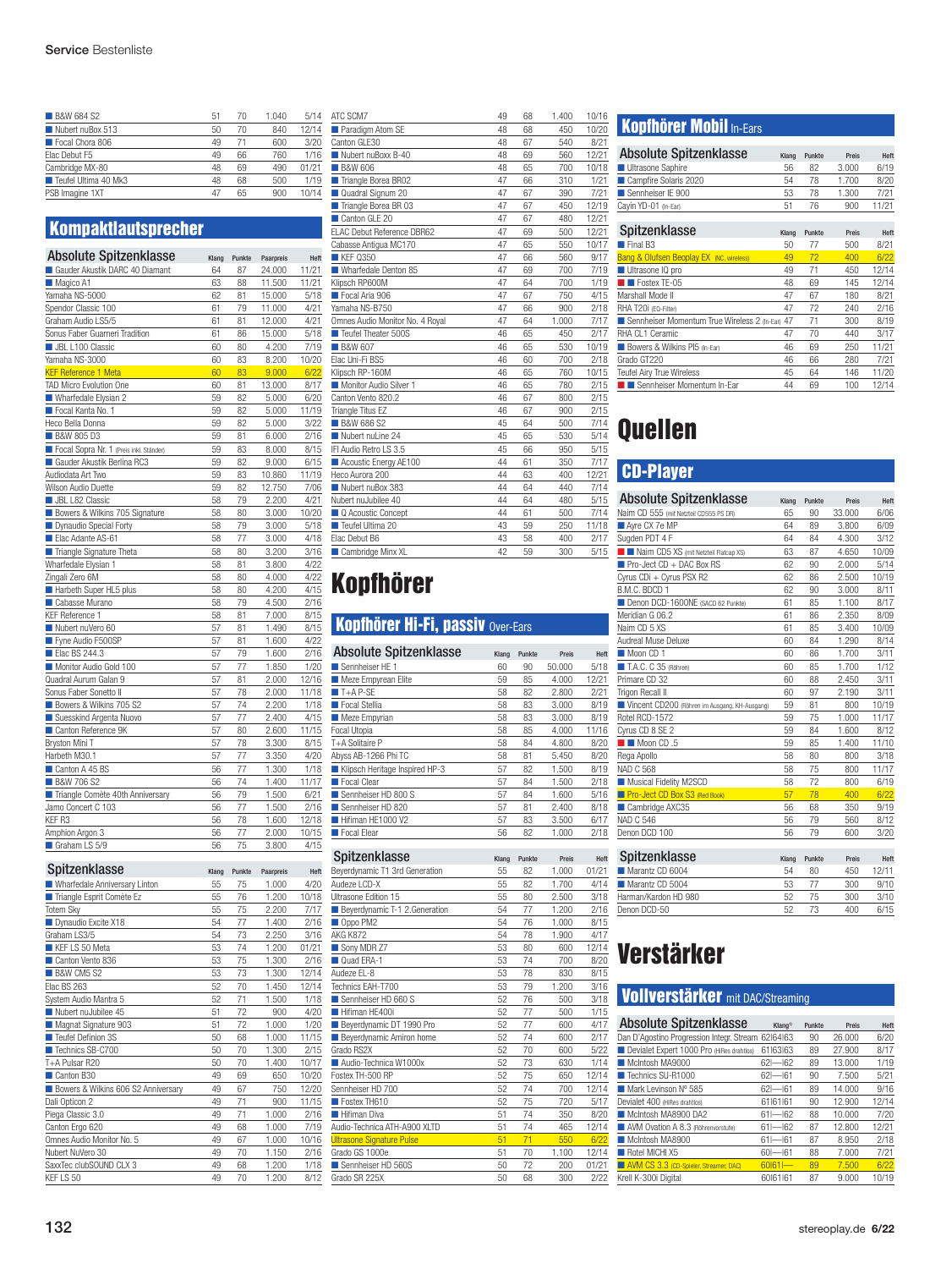| | Klang | Punkte | Paarpreis | Heft |
|---|---|---|---|---|
| ■ B&W 684 S2 | 51 | 70 | 1.040 | 5/14 |
| ■ Nubert nuBox 513 | 50 | 70 | 840 | 12/14 |
| ■ Focal Chora 806 | 49 | 71 | 600 | 3/20 |
| Elac Debut F5 | 49 | 66 | 760 | 1/16 |
| Cambridge MX-80 | 48 | 69 | 490 | 01/21 |
| ■ Teufel Ultima 40 Mk3 | 48 | 68 | 500 | 1/19 |
| PSB Imagine 1XT | 47 | 65 | 900 | 10/14 |

## Kompaktlautsprecher

### Absolute Spitzenklasse

| | Klang | Punkte | Paarpreis | Heft |
|---|---|---|---|---|
| ■ Gauder Akustik DARC 40 Diamant | 64 | 87 | 24.000 | 11/21 |
| ■ Magico A1 | 63 | 88 | 11.500 | 11/21 |
| Yamaha NS-5000 | 62 | 81 | 15.000 | 5/18 |
| Spendor Classic 100 | 61 | 79 | 11.000 | 4/21 |
| Graham Audio LS5/5 | 61 | 81 | 12.000 | 4/21 |
| Sonus Faber Guarneri Tradition | 61 | 86 | 15.000 | 5/18 |
| ■ JBL L100 Classic | 60 | 80 | 4.200 | 7/19 |
| Yamaha NS-3000 | 60 | 83 | 8.200 | 10/20 |
| KEF Reference 1 Meta | 60 | 83 | 9.000 | 6/22 |
| TAD Micro Evolution One | 60 | 81 | 13.000 | 8/17 |
| ■ Wharfedale Elysian 2 | 59 | 82 | 5.000 | 6/20 |
| ■ Focal Kanta No. 1 | 59 | 82 | 5.000 | 11/19 |
| Heco Bella Donna | 59 | 82 | 5.000 | 3/22 |
| ■ B&W 805 D3 | 59 | 81 | 6.000 | 2/16 |
| ■ Focal Sopra Nr. 1 (Preis inkl. Ständer) | 59 | 83 | 8.000 | 8/15 |
| ■ Gauder Akustik Berlina RC3 | 59 | 82 | 9.000 | 6/15 |
| Audiodata Art Two | 59 | 83 | 10.860 | 11/19 |
| Wilson Audio Duette | 59 | 82 | 12.750 | 7/06 |
| ■ JBL L82 Classic | 58 | 79 | 2.200 | 4/21 |
| ■ Bowers & Wilkins 705 Signature | 58 | 80 | 3.000 | 10/20 |
| ■ Dynaudio Special Forty | 58 | 79 | 3.000 | 5/18 |
| ■ Elac Adante AS-61 | 58 | 77 | 3.000 | 4/18 |
| ■ Triangle Signature Theta | 58 | 80 | 3.200 | 3/16 |
| Wharfedale Elysian 1 | 58 | 81 | 3.800 | 4/22 |
| Zingali Zero 6M | 58 | 80 | 4.000 | 4/22 |
| ■ Harbeth Super HL5 plus | 58 | 80 | 4.200 | 4/15 |
| ■ Cabasse Murano | 58 | 79 | 4.500 | 2/16 |
| KEF Reference 1 | 58 | 81 | 7.000 | 8/15 |
| ■ Nubert nuVero 60 | 57 | 81 | 1.490 | 8/15 |
| ■ Fyne Audio F500SP | 57 | 81 | 1.600 | 4/22 |
| ■ Elac BS 244.3 | 57 | 79 | 1.600 | 2/16 |
| ■ Monitor Audio Gold 100 | 57 | 77 | 1.850 | 1/20 |
| Quadral Aurum Galan 9 | 57 | 81 | 2.000 | 12/16 |
| Sonus Faber Sonetto II | 57 | 78 | 2.000 | 11/18 |
| ■ Bowers & Wilkins 705 S2 | 57 | 74 | 2.200 | 1/18 |
| ■ Suesskind Argenta Nuovo | 57 | 77 | 2.400 | 4/15 |
| ■ Canton Reference 9K | 57 | 80 | 2.600 | 11/15 |
| Bryston Mini T | 57 | 78 | 3.300 | 8/15 |
| Harbeth M30.1 | 57 | 77 | 3.350 | 4/20 |
| ■ Canton A 45 BS | 56 | 77 | 1.300 | 1/18 |
| ■ B&W 706 S2 | 56 | 74 | 1.400 | 11/17 |
| ■ Triangle Comète 40th Anniversary | 56 | 79 | 1.500 | 6/21 |
| Jamo Concert C 103 | 56 | 77 | 1.500 | 2/16 |
| KEF R3 | 56 | 78 | 1.600 | 12/18 |
| Amphion Argon 3 | 56 | 77 | 2.000 | 10/15 |
| ■ Graham LS 5/9 | 56 | 75 | 3.800 | 4/15 |

### Spitzenklasse

| | Klang | Punkte | Paarpreis | Heft |
|---|---|---|---|---|
| ■ Wharfedale Anniversary Linton | 55 | 75 | 1.000 | 4/20 |
| ■ Triangle Esprit Comète Ez | 55 | 76 | 1.200 | 10/18 |
| Totem Sky | 55 | 75 | 2.200 | 7/17 |
| ■ Dynaudio Excite X18 | 54 | 77 | 1.400 | 2/16 |
| Graham LS3/5 | 54 | 73 | 2.250 | 3/16 |
| ■ KEF LS 50 Meta | 53 | 74 | 1.200 | 01/21 |
| ■ Canton Vento 836 | 53 | 75 | 1.300 | 2/16 |
| ■ B&W CM5 S2 | 53 | 73 | 1.300 | 12/14 |
| Elac BS 263 | 52 | 70 | 1.450 | 12/14 |
| System Audio Mantra 5 | 52 | 71 | 1.500 | 1/18 |
| ■ Nubert nuJubilee 45 | 51 | 72 | 900 | 4/20 |
| ■ Magnat Signature 903 | 51 | 72 | 1.000 | 1/20 |
| ■ Teufel Definion 3S | 50 | 68 | 1.000 | 11/15 |
| ■ Technics SB-C700 | 50 | 70 | 1.300 | 2/15 |
| T+A Pulsar R20 | 50 | 70 | 1.400 | 10/17 |
| ■ Canton B30 | 49 | 69 | 650 | 10/20 |
| ■ Bowers & Wilkins 606 S2 Anniversary | 49 | 67 | 750 | 12/20 |
| Dali Opticon 2 | 49 | 71 | 900 | 11/15 |
| Piega Classic 3.0 | 49 | 71 | 1.000 | 2/16 |
| Canton Ergo 620 | 49 | 68 | 1.000 | 7/19 |
| Omnes Audio Monitor No. 5 | 49 | 67 | 1.000 | 10/16 |
| Nubert NuVero 30 | 49 | 70 | 1.150 | 2/16 |
| SaxxTec clubSOUND CLX 3 | 49 | 68 | 1.200 | 1/18 |
| KEF LS 50 | 49 | 70 | 1.200 | 8/12 |
| ATC SCM7 | 49 | 68 | 1.400 | 10/16 |
| ■ Paradigm Atom SE | 48 | 68 | 450 | 10/20 |
| Canton GLE30 | 48 | 67 | 540 | 8/21 |
| ■ Nubert nuBoxx B-40 | 48 | 69 | 560 | 12/21 |
| ■ B&W 606 | 48 | 65 | 700 | 10/18 |
| ■ Triangle Borea BR02 | 47 | 66 | 310 | 1/21 |
| ■ Quadral Signum 20 | 47 | 67 | 390 | 7/21 |
| ■ Triangle Borea BR 03 | 47 | 67 | 450 | 12/19 |
| ■ Canton GLE 20 | 47 | 67 | 480 | 12/21 |
| ELAC Debut Reference DBR62 | 47 | 69 | 500 | 12/21 |
| Cabasse Antigua MC170 | 47 | 65 | 550 | 10/17 |
| ■ KEF Q350 | 47 | 66 | 560 | 9/17 |
| ■ Wharfedale Denton 85 | 47 | 69 | 700 | 7/19 |
| Klipsch RP600M | 47 | 64 | 700 | 1/19 |
| ■ Focal Aria 906 | 47 | 67 | 750 | 4/15 |
| Yamaha NS-B750 | 47 | 66 | 900 | 2/18 |
| Omnes Audio Monitor No. 4 Royal | 47 | 64 | 1.000 | 7/17 |
| ■ Teufel Theater 500S | 46 | 65 | 450 | 2/17 |
| ■ B&W 607 | 46 | 65 | 530 | 10/19 |
| Elac Uni-Fi BS5 | 46 | 60 | 700 | 2/18 |
| Klipsch RP-160M | 46 | 65 | 760 | 10/15 |
| ■ Monitor Audio Silver 1 | 46 | 65 | 780 | 2/15 |
| Canton Vento 820.2 | 46 | 67 | 800 | 2/15 |
| Triangle Titus EZ | 46 | 67 | 900 | 2/15 |
| ■ B&W 686 S2 | 45 | 64 | 500 | 7/14 |
| ■ Nubert nuLine 24 | 45 | 65 | 530 | 5/14 |
| IFI Audio Retro LS 3.5 | 45 | 66 | 950 | 5/15 |
| ■ Acoustic Energy AE100 | 44 | 61 | 350 | 7/17 |
| Heco Aurora 200 | 44 | 63 | 400 | 12/21 |
| ■ Nubert nuBox 383 | 44 | 64 | 440 | 7/14 |
| Nubert nuJubilee 40 | 44 | 64 | 480 | 5/15 |
| ■ Q Acoustic Concept | 44 | 61 | 500 | 7/14 |
| ■ Teufel Ultima 20 | 43 | 59 | 250 | 11/18 |
| Elac Debut B6 | 43 | 58 | 400 | 2/17 |
| ■ Cambridge Minx XL | 42 | 59 | 300 | 5/15 |

# Kopfhörer

## Kopfhörer Hi-Fi, passiv Over-Ears

### Absolute Spitzenklasse

| | Klang | Punkte | Preis | Heft |
|---|---|---|---|---|
| ■ Sennheiser HE 1 | 60 | 90 | 50.000 | 5/18 |
| ■ Meze Empyrean Elite | 59 | 85 | 4.000 | 12/21 |
| ■ T+A P-SE | 58 | 82 | 2.800 | 2/21 |
| ■ Focal Stellia | 58 | 83 | 3.000 | 8/19 |
| ■ Meze Empyrian | 58 | 83 | 3.000 | 8/19 |
| Focal Utopia | 58 | 85 | 4.000 | 11/16 |
| T+A Solitaire P | 58 | 84 | 4.800 | 8/20 |
| Abyss AB-1266 Phi TC | 58 | 81 | 5.450 | 8/20 |
| ■ Klipsch Heritage Inspired HP-3 | 57 | 82 | 1.500 | 8/19 |
| ■ Focal Clear | 57 | 84 | 1.500 | 2/18 |
| ■ Sennheiser HD 800 S | 57 | 84 | 1.600 | 5/16 |
| ■ Sennheiser HD 820 | 57 | 81 | 2.400 | 8/18 |
| ■ Hifiman HE1000 V2 | 57 | 83 | 3.500 | 6/17 |
| ■ Focal Clear | 56 | 82 | 1.000 | 2/18 |

### Spitzenklasse

| | Klang | Punkte | Preis | Heft |
|---|---|---|---|---|
| Beyerdynamic T1 3rd Generation | 55 | 82 | 1.000 | 01/21 |
| Audeze LCD-X | 55 | 82 | 1.700 | 4/14 |
| Ultrasone Edition 15 | 55 | 80 | 2.500 | 3/18 |
| ■ Beyerdynamic T-1 2.Generation | 54 | 77 | 1.200 | 2/16 |
| ■ Oppo PM2 | 54 | 76 | 1.000 | 8/15 |
| AKG K872 | 54 | 78 | 1.900 | 4/17 |
| ■ Sony MDR Z7 | 53 | 80 | 600 | 12/14 |
| ■ Quad ERA-1 | 53 | 74 | 700 | 8/20 |
| Audeze EL-8 | 53 | 78 | 830 | 8/15 |
| Technics EAH-T700 | 53 | 79 | 1.200 | 3/16 |
| ■ Sennheiser HD 660 S | 52 | 76 | 500 | 3/18 |
| ■ Hifiman HE400i | 52 | 77 | 500 | 1/15 |
| ■ Beyerdynamic DT 1990 Pro | 52 | 77 | 600 | 4/17 |
| ■ Beyerdynamic Amiron home | 52 | 74 | 600 | 2/17 |
| Grado RS2X | 52 | 70 | 600 | 5/22 |
| ■ Audio-Technica W1000x | 52 | 73 | 630 | 1/14 |
| Fostex TH-500 RP | 52 | 75 | 650 | 12/14 |
| Sennheiser HD 700 | 52 | 74 | 700 | 12/14 |
| ■ Fostex TH610 | 52 | 75 | 720 | 5/17 |
| ■ Hifiman Diva | 51 | 74 | 350 | 8/20 |
| Audio-Technica ATH-A900 XLTD | 51 | 74 | 465 | 12/14 |
| Ultrasone Signature Pulse | 51 | 71 | 550 | 6/22 |
| Grado GS 1000e | 51 | 70 | 1.100 | 12/14 |
| ■ Sennheiser HD 560S | 50 | 72 | 200 | 01/21 |
| Grado SR 225X | 50 | 68 | 300 | 2/22 |

## Kopfhörer Mobil In-Ears

### Absolute Spitzenklasse

| | Klang | Punkte | Preis | Heft |
|---|---|---|---|---|
| ■ Ultrasone Saphire | 56 | 82 | 3.000 | 6/19 |
| ■ Campfire Solaris 2020 | 54 | 78 | 1.700 | 8/20 |
| ■ Sennheiser IE 900 | 53 | 78 | 1.300 | 7/21 |
| Cayin YD-01 (In-Ear) | 51 | 76 | 900 | 11/21 |

### Spitzenklasse

| | Klang | Punkte | Preis | Heft |
|---|---|---|---|---|
| ■ Final B3 | 50 | 77 | 500 | 8/21 |
| Bang & Olufsen Beoplay EX (NC, wireless) | 49 | 72 | 400 | 6/22 |
| ■ Ultrasone IQ pro | 49 | 71 | 450 | 12/14 |
| ■ ■ Fostex TE-05 | 48 | 69 | 145 | 12/14 |
| Marshall Mode II | 47 | 67 | 180 | 8/21 |
| RHA T20i (EQ-Filter) | 47 | 72 | 240 | 2/16 |
| ■ Sennheiser Momentum True Wireless 2 (In-Ear) | 47 | 71 | 300 | 8/19 |
| RHA CL1 Ceramic | 47 | 70 | 440 | 3/17 |
| ■ Bowers & Wilkins PI5 (In-Ear) | 46 | 69 | 250 | 11/21 |
| Grado GT220 | 46 | 66 | 280 | 7/21 |
| Teufel Airy True Wireless | 45 | 64 | 146 | 11/20 |
| ■ ■ Sennheiser Momentum In-Ear | 44 | 69 | 100 | 12/14 |

# Quellen

## CD-Player

### Absolute Spitzenklasse

| | Klang | Punkte | Preis | Heft |
|---|---|---|---|---|
| Naim CD 555 (mit Netzteil CD555 PS DR) | 65 | 90 | 33.000 | 6/06 |
| ■ Ayre CX 7e MP | 64 | 89 | 3.800 | 6/09 |
| Sugden PDT 4 F | 64 | 84 | 4.300 | 3/12 |
| ■ ■ Naim CD5 XS (mit Netzteil Flatcap XS) | 63 | 87 | 4.650 | 10/09 |
| ■ Pro-Ject CD + DAC Box RS | 62 | 90 | 2.000 | 5/14 |
| Cyrus CDi + Cyrus PSX R2 | 62 | 86 | 2.500 | 10/19 |
| B.M.C. BDCD 1 | 62 | 90 | 3.000 | 8/11 |
| ■ Denon DCD-1600NE (SACD 62 Punkte) | 61 | 85 | 1.100 | 8/17 |
| Meridian G 06.2 | 61 | 86 | 2.350 | 8/09 |
| Naim CD 5 XS | 61 | 85 | 3.400 | 10/09 |
| Audreal Muse Deluxe | 60 | 84 | 1.290 | 8/14 |
| ■ Moon CD 1 | 60 | 86 | 1.700 | 3/11 |
| ■ T.A.C. C 35 (Röhren) | 60 | 85 | 1.700 | 1/12 |
| Primare CD 32 | 60 | 88 | 2.450 | 3/11 |
| Trigon Recall II | 60 | 97 | 2.190 | 3/11 |
| ■ Vincent CD200 (Röhren im Ausgang, KH-Ausgang) | 59 | 81 | 800 | 10/19 |
| Rotel RCD-1572 | 59 | 75 | 1.000 | 11/17 |
| Cyrus CD 8 SE 2 | 59 | 84 | 1.600 | 8/12 |
| ■ ■ Moon CD .5 | 59 | 85 | 1.400 | 11/10 |
| Rega Apollo | 58 | 80 | 800 | 3/18 |
| NAD C 568 | 58 | 75 | 800 | 11/17 |
| ■ Musical Fidelity M2SCD | 58 | 72 | 800 | 6/19 |
| ■ Pro-Ject CD Box S3 (Red Book) | 57 | 78 | 400 | 6/22 |
| ■ Cambridge AXC35 | 56 | 68 | 350 | 9/19 |
| NAD C 546 | 56 | 79 | 560 | 8/12 |
| Denon DCD 100 | 56 | 79 | 600 | 3/20 |

### Spitzenklasse

| | Klang | Punkte | Preis | Heft |
|---|---|---|---|---|
| ■ Marantz CD 6004 | 54 | 80 | 450 | 12/11 |
| ■ Marantz CD 5004 | 53 | 77 | 300 | 9/10 |
| Harman/Kardon HD 980 | 52 | 75 | 300 | 3/10 |
| Denon DCD-50 | 52 | 73 | 400 | 6/15 |

# Verstärker

## Vollverstärker mit DAC/Streaming

### Absolute Spitzenklasse

| | Klang[1] | Punkte | Preis | Heft |
|---|---|---|---|---|
| Dan D'Agostino Progression Integr. Stream | 62\|64\|63 | 90 | 26.000 | 6/20 |
| ■ Devialet Expert 1000 Pro (HiRes drahtlos) | 61\|63\|63 | 89 | 27.900 | 8/17 |
| ■ McIntosh MA9000 | 62\|—\|62 | 89 | 13.000 | 1/19 |
| ■ Technics SU-R1000 | 62\|—\|61 | 90 | 7.500 | 5/21 |
| ■ Mark Levinson Nº 585 | 62\|—\|61 | 89 | 14.000 | 9/16 |
| Devialet 400 (HiRes drahtlos) | 61\|61\|61 | 90 | 12.900 | 12/14 |
| ■ McIntosh MA8900 DA2 | 61\|—\|62 | 88 | 10.000 | 7/20 |
| ■ AVM Ovation A 8.3 (Röhrenvorstufe) | 61\|—\|62 | 87 | 12.800 | 12/21 |
| ■ McIntosh MA8900 | 61\|—\|61 | 87 | 8.950 | 2/18 |
| ■ Rotel MICHI X5 | 60\|—\|61 | 88 | 7.000 | 7/21 |
| ■ AVM CS 3.3 (CD-Spieler, Streamer, DAC) | 60\|61\|— | 89 | 7.500 | 6/22 |
| Krell K-300i Digital | 60\|61\|61 | 87 | 9.000 | 10/19 |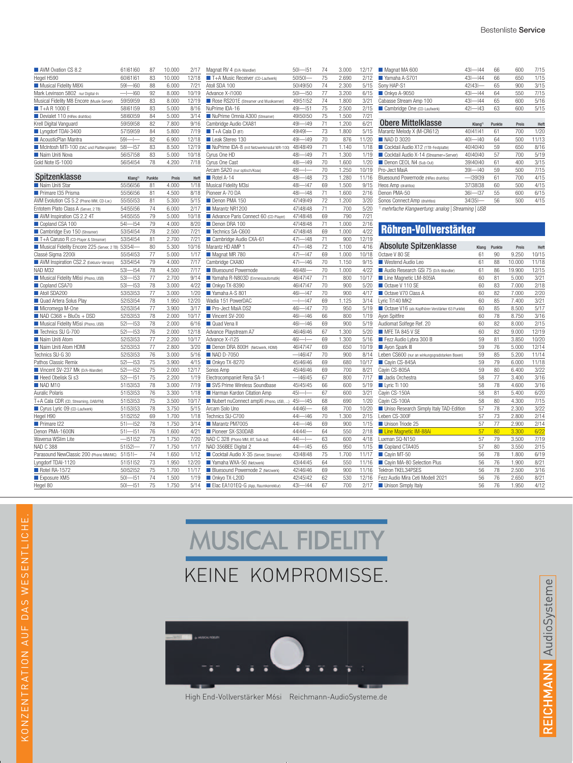| | Klang | Punkte | Preis | Heft |
|---|---|---|---|---|
| ■ AVM Ovation CS 8.2 | 61\|61\|60 | 87 | 10.000 | 2/17 |
| Hegel H590 | 60\|61\|61 | 83 | 10.000 | 12/18 |
| ■ Musical Fidelity M8Xi | 59\|—\|60 | 88 | 6.000 | 7/21 |
| Mark Levinson 5802 (nur Digital-In) | —\|—\|60 | 92 | 8.000 | 10/19 |
| Musical Fidelity M8 Encore (Musik-Server) | 59\|59\|59 | 83 | 8.000 | 12/19 |
| ■ T+A R 1000 E | 58\|61\|59 | 83 | 5.000 | 8/16 |
| ■ Devialet 110 (HiRes drahtlos) | 58\|60\|59 | 84 | 5.000 | 3/14 |
| Krell Digital Vanguard | 59\|59\|58 | 82 | 7.800 | 9/16 |
| ■ Lyngdorf TDAI-3400 | 57\|59\|59 | 84 | 5.800 | 7/19 |
| ■ AcousticPlan Mantra | 59\|—\|— | 82 | 6.900 | 12/18 |
| ■ McIntosh MTI-100 (DAC und Plattenspieler) | 58\|—\|57 | 83 | 8.500 | 12/19 |
| ■ Naim Uniti Nova | 56\|57\|58 | 83 | 5.000 | 10/18 |
| Gold Note IS-1000 | 56\|54\|54 | 78 | 4.200 | 7/18 |

## Spitzenklasse

| | Klang[1] | Punkte | Preis | Heft |
|---|---|---|---|---|
| ■ Naim Uniti Star | 55\|56\|56 | 81 | 4.000 | 1/18 |
| ■ Primare I35 Prisma | 55\|56\|56 | 81 | 4.500 | 8/18 |
| AVM Evolution CS 5.2 (Phono MM, CD-Lw.) | 55\|55\|53 | 81 | 5.300 | 5/15 |
| Entotem Plato Class A (Server, 2 TB) | 54\|55\|56 | 74 | 6.000 | 2/17 |
| ■ AVM Inspiration CS 2.2 4T | 54\|55\|55 | 79 | 5.000 | 10/18 |
| ■ Copland CSA 100 | 54\|—\|54 | 79 | 4.000 | 8/20 |
| ■ Cambridge Evo 150 (Streamer) | 53\|54\|54 | 78 | 2.500 | 7/21 |
| ■ T+A Caruso R (CD-Player & Streamer) | 53\|54\|54 | 81 | 2.700 | 7/21 |
| ■ Musical Fidelity Encore 225 (Server, 2 TB) | 53\|54\|— | 80 | 5.300 | 10/16 |
| Classé Sigma 2200i | 55\|54\|53 | 77 | 5.000 | 1/17 |
| ■ AVM Inspiration CS2.2 (Exklusiv-Version) | 53\|54\|54 | 79 | 4.000 | 7/17 |
| NAD M32 | 53\|—\|54 | 78 | 4.500 | 7/17 |
| ■ Musical Fidelity M6si (Phono, USB) | 53\|—\|53 | 77 | 2.700 | 9/14 |
| ■ Copland CSA70 | 53\|—\|53 | 78 | 3.000 | 4/22 |
| ■ Atoll SDA200 | 53\|53\|53 | 77 | 3.000 | 1/20 |
| ■ Quad Artera Solus Play | 52\|53\|54 | 78 | 1.950 | 12/20 |
| ■ Micromega M-One | 52\|53\|54 | 77 | 3.900 | 3/17 |
| ■ NAD C368 + BluOs + DSD | 52\|53\|53 | 78 | 2.000 | 10/17 |
| ■ Musical Fidelity M5si (Phono, USB) | 52\|—\|53 | 78 | 2.000 | 6/16 |
| ■ Technics SU G-700 | 52\|—\|53 | 76 | 2.000 | 12/18 |
| ■ Naim Uniti Atom | 52\|53\|53 | 77 | 2.200 | 10/17 |
| ■ Naim Uniti Atom HDMI | 52\|53\|53 | 77 | 2.800 | 3/20 |
| Technics SU-G 30 | 52\|53\|53 | 76 | 3.000 | 5/16 |
| Pathos Classic Remix | 52\|—\|53 | 75 | 3.900 | 4/15 |
| ■ Vincent SV-237 MK (D/A-Wandler) | 52\|—\|52 | 75 | 2.000 | 12/17 |
| ■ Heed Obelisk Si s3 | 52\|—\|51 | 75 | 2.200 | 1/19 |
| ■ NAD M10 | 51\|53\|53 | 78 | 3.000 | 7/19 |
| Auralic Polaris | 51\|53\|53 | 76 | 3.300 | 1/18 |
| T+A Cala CDR (CD, Streaming, DAB/FM) | 51\|53\|53 | 75 | 3.500 | 10/17 |
| ■ Cyrus Lyric 09 (CD-Laufwerk) | 51\|53\|53 | 78 | 3.750 | 5/15 |
| Hegel H90 | 51\|52\|52 | 69 | 1.700 | 1/18 |
| ■ Primare I22 | 51\|—\|52 | 78 | 1.750 | 3/14 |
| Denon PMA-1600N | 51\|—\|51 | 76 | 1.600 | 4/21 |
| Waversa WSlim Lite | —\|51\|52 | 73 | 1.750 | 7/20 |
| NAD C 388 | 51\|52\|— | 77 | 1.750 | 1/17 |
| Parasound NewClassic 200 (Phono MM/MC) | 51\|51\|— | 74 | 1.650 | 1/12 |
| Lyngdorf TDAI-1120 | 51\|51\|52 | 73 | 1.950 | 12/20 |
| ■ Rotel RA-1572 | 50\|52\|52 | 75 | 1.700 | 11/17 |
| ■ Exposure XM5 | 50\|—\|51 | 74 | 1.500 | 1/19 |
| Hegel 80 | 50\|—\|51 | 75 | 1.750 | 5/14 |
| Magnat RV 4 (D/A-Wandler) | 50\|—\|51 | 74 | 3.000 | 12/17 |
| ■ T+A Music Receiver (CD-Laufwerk) | 50\|50\|— | 75 | 2.690 | 2/12 |
| Atoll SDA 100 | 50\|49\|50 | 74 | 2.300 | 5/15 |
| Advance X-i1000 | 50\|—\|50 | 77 | 3.200 | 6/15 |
| ■ Rose RS201E (Streamer und Musikserver) | 49\|51\|52 | 74 | 1.800 | 3/21 |
| NuPrime IDA-16 | 49\|—\|51 | 75 | 2.500 | 2/15 |
| ■ NuPrime Omnia A300 (Streamer) | 49\|50\|50 | 75 | 1.500 | 7/21 |
| Cambridge Audio CXA81 | 49\|—\|49 | 71 | 1.200 | 6/21 |
| ■ T+A Cala D (BT) | 49\|49\|— | 73 | 1.800 | 5/15 |
| ■ Leak Stereo 130 | 49\|—\|49 | 70 | 876 | 11/20 |
| ■ NuPrime IDA-8 (mit Netzwerkmodul WR-100) | 48\|48\|49 | 71 | 1.140 | 1/18 |
| Cyrus One HD | 48\|—\|49 | 71 | 1.300 | 1/19 |
| Cyrus One Cast | 48\|—\|49 | 70 | 1.600 | 1/20 |
| Arcam SA20 (nur optisch/Koax) | 48\|—\|— | 70 | 1.250 | 10/19 |
| ■ Rotel A-14 | 48\|—\|48 | 73 | 1.280 | 11/16 |
| Musical Fidelity M3si | 48\|—\|47 | 69 | 1.500 | 9/15 |
| Pioneer A-70 DA | 48\|—\|48 | 71 | 1.600 | 2/16 |
| ■ Denon PMA 150 | 47\|49\|49 | 72 | 1.200 | 3/20 |
| ■ Marantz NR1200 | 47\|48\|48 | 71 | 700 | 5/20 |
| ■ Advance Paris Connect 60 (CD-Player) | 47\|48\|48 | 69 | 790 | 7/21 |
| ■ Denon DRA 100 | 47\|48\|48 | 71 | 1.000 | 2/16 |
| ■ Technics SA-C600 | 47\|48\|48 | 69 | 1.000 | 4/22 |
| ■ Cambridge Audio CXA-61 | 47\|—\|48 | 71 | 900 | 12/19 |
| Marantz HD AMP 1 | 47\|—\|48 | 72 | 1.100 | 4/16 |
| ■ Magnat MR 780 | 47\|—\|47 | 69 | 1.000 | 10/18 |
| Cambridge CXA80 | 47\|—\|46 | 70 | 1.150 | 9/15 |
| ■ Bluesound Powernode | 46\|48\|— | 70 | 1.000 | 4/22 |
| ■ Yamaha R-N803D (Einmessautomatik) | 46\|47\|47 | 71 | 800 | 10/17 |
| ■ Onkyo TX-8390 | 46\|47\|47 | 70 | 900 | 5/20 |
| ■ Yamaha A-S 801 | 46\|—\|47 | 70 | 900 | 4/17 |
| Wadia 151 PowerDAC | —\|—\|47 | 69 | 1.125 | 3/14 |
| ■ Pro-Ject MaiA DS2 | 46\|—\|47 | 70 | 950 | 5/19 |
| ■ Vincent SV-200 | 46\|—\|46 | 66 | 800 | 1/19 |
| ■ Quad Vena II | 46\|—\|46 | 69 | 900 | 5/19 |
| Advance Playstream A7 | 46\|46\|46 | 67 | 1.300 | 5/20 |
| Advance X-i125 | 46\|—\|— | 69 | 1.300 | 5/16 |
| ■ Denon DRA 800H (Netzwerk, HDMI) | 46\|47\|47 | 69 | 650 | 10/19 |
| ■ NAD D-7050 | —\|46\|47 | 70 | 900 | 8/14 |
| ■ Onkyo TX-8270 | 45\|46\|46 | 69 | 680 | 10/17 |
| Sonos Amp | 45\|46\|46 | 69 | 700 | 8/21 |
| Electrocompaniet Rena SA-1 | —\|46\|45 | 67 | 800 | 7/17 |
| ■ SVS Prime Wireless Soundbase | 45\|45\|45 | 66 | 600 | 5/19 |
| ■ Harman Kardon Citation Amp | 45\|—\|— | 67 | 600 | 3/21 |
| ■ Nubert nuConnect ampXi (Phono, USB, ...) | 45\|—\|45 | 68 | 690 | 1/20 |
| Arcam Solo Uno | 44\|46\|— | 68 | 700 | 10/20 |
| Technics SU-C700 | 44\|—\|46 | 70 | 1.300 | 2/15 |
| ■ Marantz PM7005 | 44\|—\|46 | 69 | 900 | 1/15 |
| ■ Pioneer SX-S30DAB | 44\|44\|— | 64 | 550 | 2/18 |
| NAD C 328 (Phono MM, BT, Sub out) | 44\|—\|— | 63 | 600 | 4/18 |
| NAD 356BEE Digital 2 | 44\|—\|45 | 65 | 950 | 1/15 |
| ■ Cocktail Audio X-35 (Server, Streamer) | 43\|48\|48 | 75 | 1.700 | 11/17 |
| ■ Yamaha WXA-50 (Netzwerk) | 43\|44\|45 | 64 | 550 | 11/16 |
| ■ Bluesound Powernode 2 (Netzwerk) | 42\|46\|46 | 69 | 900 | 11/16 |
| ■ Onkyo TX-L20D | 42\|45\|42 | 62 | 530 | 12/16 |
| ■ Elac EA101EQ-G (App, Raumkorrektur) | 43\|—\|44 | 67 | 700 | 2/17 |
| ■ Magnat MA 600 | 43\|—\|44 | 66 | 600 | 7/15 |
| ■ Yamaha A-S701 | 43\|—\|44 | 66 | 650 | 1/15 |
| Sony HAP-S1 | 42\|43\|— | 65 | 900 | 3/15 |
| ■ Onkyo A-9050 | 43\|—\|44 | 64 | 550 | 7/15 |
| Cabasse Stream Amp 100 | 43\|—\|44 | 65 | 600 | 5/16 |
| ■ Cambridge One (CD-Laufwerk) | 42\|—\|43 | 63 | 600 | 5/15 |

## Obere Mittelklasse

| | Klang[1] | Punkte | Preis | Heft |
|---|---|---|---|---|
| Marantz Melody X (M-CR612) | 40\|41\|41 | 61 | 700 | 1/20 |
| ■ NAD D 3020 | 40\|—\|40 | 64 | 500 | 11/13 |
| ■ Cocktail Audio X12 (1TB-Festplatte) | 40\|40\|40 | 59 | 650 | 8/16 |
| ■ Cocktail Audio X-14 (Streamer+Server) | 40\|40\|40 | 57 | 700 | 5/19 |
| ■ Denon CEOL N4 (Sub-Out) | 39\|40\|40 | 61 | 400 | 3/15 |
| Pro-Ject MaiA | 39\|—\|40 | 59 | 500 | 7/15 |
| Bluesound Powernode (HiRes drahtlos) | —\|39\|39 | 61 | 700 | 4/15 |
| Heos Amp (drahtlos) | 37\|38\|38 | 60 | 500 | 4/15 |
| Denon PMA-50 | 36\|—\|37 | 55 | 600 | 6/15 |
| Sonos Connect:Amp (drahtlos) | 34\|35\|— | 56 | 500 | 4/15 |

[1] mehrfache Klangwertung: analog | Streaming | USB

# Röhren-Vollverstärker

## Absolute Spitzenklasse

| | Klang | Punkte | Preis | Heft |
|---|---|---|---|---|
| Octave V 80 SE | 61 | 90 | 9.250 | 10/15 |
| ■ Westend Audio Leo | 61 | 88 | 10.000 | 11/18 |
| ■ Audio Research GSi 75 (D/A-Wandler) | 61 | 86 | 19.900 | 12/15 |
| ■ Line Magnetic LM-805IA | 60 | 81 | 5.000 | 3/21 |
| ■ Octave V 110 SE | 60 | 83 | 7.000 | 2/18 |
| ■ Octave V70 Class A | 60 | 82 | 7.000 | 2/20 |
| Lyric Ti140 MK2 | 60 | 85 | 7.400 | 3/21 |
| ■ Octave V16 (als Kopfhörer-Verstärker 63 Punkte) | 60 | 85 | 8.500 | 5/17 |
| Ayon Spitfire | 60 | 78 | 8.750 | 3/16 |
| Audiomat Solfege Ref. 20 | 60 | 82 | 8.000 | 2/15 |
| ■ MFE TA 845 V SE | 60 | 82 | 9.000 | 12/19 |
| ■ Fezz Audio Lybra 300 B | 59 | 81 | 3.850 | 10/20 |
| ■ Ayon Spark III | 59 | 76 | 5.000 | 12/14 |
| Leben CS600 (nur an wirkungsgradstarken Boxen) | 59 | 85 | 5.200 | 11/14 |
| ■ Cayin CS-845A | 59 | 79 | 6.000 | 11/18 |
| Cayin CS-805A | 59 | 80 | 6.400 | 3/22 |
| ■ Jadis Orchestra | 58 | 77 | 3.400 | 3/16 |
| ■ Lyric Ti 100 | 58 | 78 | 4.600 | 3/16 |
| Cayin CS-150A | 58 | 81 | 5.400 | 6/20 |
| Cayin CS-100A | 58 | 80 | 4.300 | 7/15 |
| ■ Uniso Research Simply Italy TAD-Edition | 57 | 78 | 2.300 | 3/22 |
| Leben CS-300F | 57 | 73 | 2.800 | 2/14 |
| ■ Unison Triode 25 | 57 | 77 | 2.900 | 2/14 |
| ■ Line Magnetic LM-88Ai | 57 | 80 | 3.300 | 6/22 |
| Luxman SQ-N150 | 57 | 79 | 3.500 | 7/19 |
| ■ Copland CTA405 | 57 | 80 | 3.550 | 2/15 |
| ■ Cayin MT-50 | 56 | 78 | 1.800 | 6/19 |
| ■ Cayin MA-80 Selection Plus | 56 | 76 | 1.900 | 8/21 |
| Tektron TKEL34PSES | 56 | 78 | 2.500 | 3/16 |
| Fezz Audio Mira Ceti Modell 2021 | 56 | 76 | 2.650 | 8/21 |
| ■ Unison Simply Italy | 56 | 76 | 1.950 | 4/12 |

KONZENTRATION AUF DAS WESENTLICHE.

MUSICAL FIDELITY

KEINE KOMPROMISSE.

High End-Vollverstärker M6si   Reichmann-AudioSysteme.de

REICHMANN AudioSysteme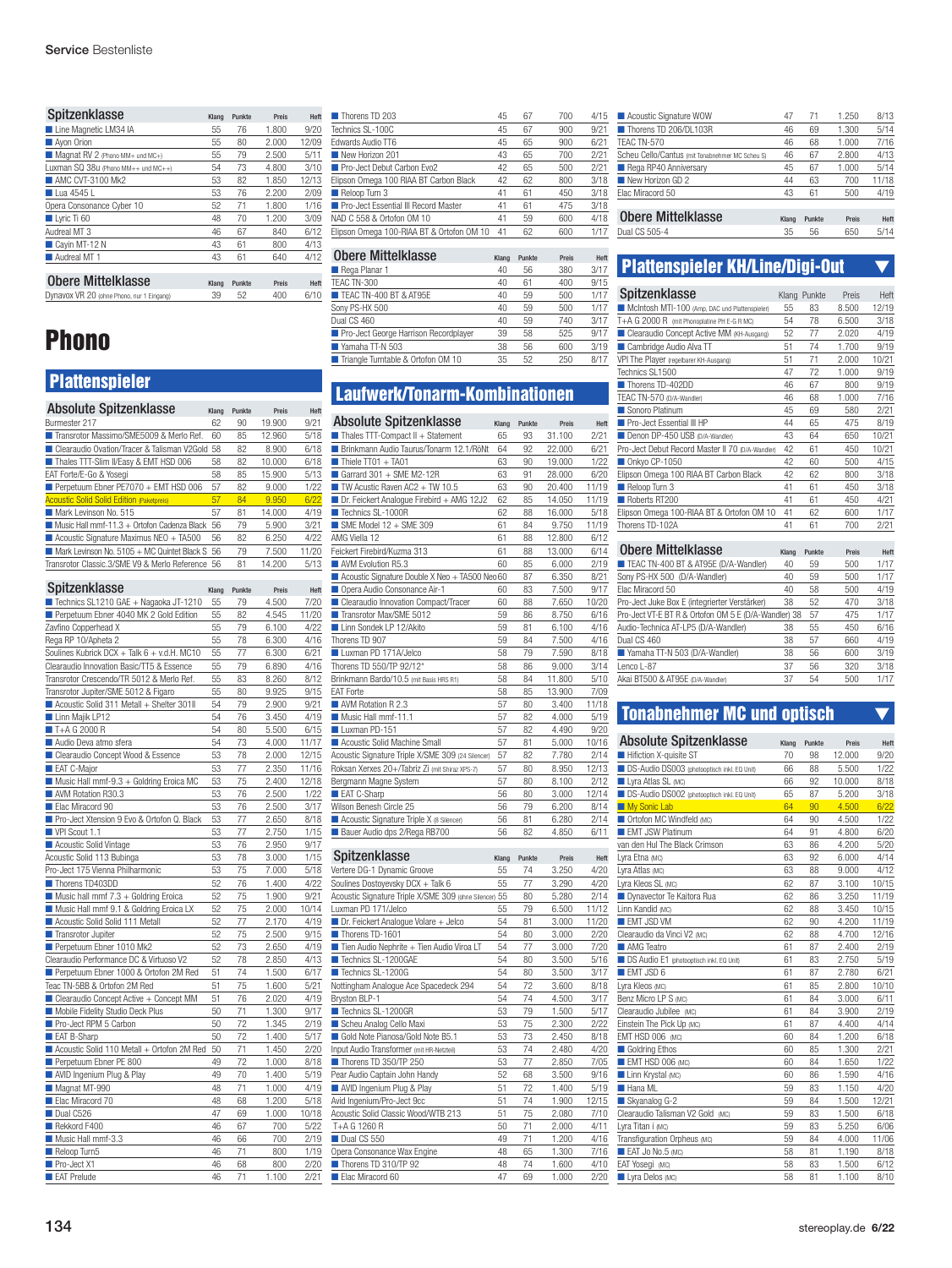## Spitzenklasse

| | Klang | Punkte | Preis | Heft |
|---|---|---|---|---|
| Line Magnetic LM34 IA | 55 | 76 | 1.800 | 9/20 |
| Ayon Orion | 55 | 80 | 2.000 | 12/09 |
| Magnat RV 2 (Phono MM+ und MC+) | 55 | 79 | 2.500 | 5/11 |
| Luxman SQ 38u (Phono MM++ und MC++) | 54 | 73 | 4.800 | 3/10 |
| AMC CVT-3100 Mk2 | 53 | 82 | 1.850 | 12/13 |
| Lua 4545 L | 53 | 76 | 2.200 | 2/09 |
| Opera Consonance Cyber 10 | 52 | 71 | 1.800 | 1/16 |
| Lyric Ti 60 | 48 | 70 | 1.200 | 3/09 |
| Audreal MT 3 | 46 | 67 | 840 | 6/12 |
| Cayin MT-12 N | 43 | 61 | 800 | 4/13 |
| Audreal MT 1 | 43 | 61 | 640 | 4/12 |

## Obere Mittelklasse

| | Klang | Punkte | Preis | Heft |
|---|---|---|---|---|
| Dynavox VR 20 (ohne Phono, nur 1 Eingang) | 39 | 52 | 400 | 6/10 |

# Phono

## Plattenspieler

### Absolute Spitzenklasse

| | Klang | Punkte | Preis | Heft |
|---|---|---|---|---|
| Burmester 217 | 62 | 90 | 19.900 | 9/21 |
| Transrotor Massimo/SME5009 & Merlo Ref. | 60 | 85 | 12.960 | 5/18 |
| Clearaudio Ovation/Tracer & Talisman V2Gold | 58 | 82 | 8.900 | 6/18 |
| Thales TTT-Slim II/Easy & EMT HSD 006 | 58 | 82 | 10.000 | 6/18 |
| EAT Forte/E-Go & Yosegi | 58 | 85 | 15.900 | 5/13 |
| Perpetuum Ebner PE7070 + EMT HSD 006 | 57 | 82 | 9.000 | 1/22 |
| Acoustic Solid Solid Edition (Paketpreis) | 57 | 84 | 9.950 | 6/22 |
| Mark Levinson No. 515 | 57 | 81 | 14.000 | 4/19 |
| Music Hall mmf-11.3 + Ortofon Cadenza Black | 56 | 79 | 5.900 | 3/21 |
| Acoustic Signature Maximus NEO + TA500 | 56 | 82 | 6.250 | 4/22 |
| Mark Levinson No. 5105 + MC Quintet Black S | 56 | 79 | 7.500 | 11/20 |
| Transrotor Classic.3/SME V9 & Merlo Reference | 56 | 81 | 14.200 | 5/13 |

### Spitzenklasse

| | Klang | Punkte | Preis | Heft |
|---|---|---|---|---|
| Technics SL1210 GAE + Nagaoka JT-1210 | 55 | 79 | 4.500 | 7/20 |
| Perpetuum Ebner 4040 MK 2 Gold Edition | 55 | 82 | 4.545 | 11/20 |
| Zavfino Copperhead X | 55 | 79 | 6.100 | 4/22 |
| Rega RP 10/Apheta 2 | 55 | 78 | 6.300 | 4/16 |
| Soulines Kubrick DCX + Talk 6 + v.d.H. MC10 | 55 | 77 | 6.300 | 6/21 |
| Clearaudio Innovation Basic/TT5 & Essence | 55 | 79 | 6.890 | 4/16 |
| Transrotor Crescendo/TR 5012 & Merlo Ref. | 55 | 83 | 8.260 | 8/12 |
| Transrotor Jupiter/SME 5012 & Figaro | 55 | 80 | 9.925 | 9/15 |
| Acoustic Solid 311 Metall + Shelter 301II | 54 | 79 | 2.900 | 9/21 |
| Linn Majik LP12 | 54 | 76 | 3.450 | 4/19 |
| T+A G 2000 R | 54 | 80 | 5.500 | 6/15 |
| Audio Deva atmo sfera | 54 | 73 | 4.000 | 11/17 |
| Clearaudio Concept Wood & Essence | 53 | 78 | 2.000 | 12/15 |
| EAT C-Major | 53 | 77 | 2.350 | 11/16 |
| Music Hall mmf-9.3 + Goldring Eroica MC | 53 | 75 | 2.400 | 12/18 |
| AVM Rotation R30.3 | 53 | 76 | 2.500 | 1/22 |
| Elac Miracord 90 | 53 | 76 | 2.500 | 3/17 |
| Pro-Ject Xtension 9 Evo & Ortofon Q. Black | 53 | 77 | 2.650 | 8/18 |
| VPI Scout 1.1 | 53 | 77 | 2.750 | 1/15 |
| Acoustic Solid Vintage | 53 | 76 | 2.950 | 9/17 |
| Acoustic Solid 113 Bubinga | 53 | 78 | 3.000 | 1/15 |
| Pro-Ject 175 Vienna Philharmonic | 53 | 75 | 7.000 | 5/18 |
| Thorens TD403DD | 52 | 76 | 1.400 | 4/22 |
| Music hall mmf 7.3 + Goldring Eroica | 52 | 75 | 1.900 | 9/21 |
| Music Hall mmf 9.1 & Goldring Eroica LX | 52 | 75 | 2.000 | 10/14 |
| Acoustic Solid Solid 111 Metall | 52 | 77 | 2.170 | 4/19 |
| Transrotor Jupiter | 52 | 75 | 2.500 | 9/15 |
| Perpetuum Ebner 1010 Mk2 | 52 | 73 | 2.650 | 4/19 |
| Clearaudio Performance DC & Virtuoso V2 | 52 | 78 | 2.850 | 4/13 |
| Perpetuum Ebner 1000 & Ortofon 2M Red | 51 | 74 | 1.500 | 6/17 |
| Teac TN-5BB & Ortofon 2M Red | 51 | 75 | 1.600 | 5/21 |
| Clearaudio Concept Active + Concept MM | 51 | 76 | 2.020 | 4/19 |
| Mobile Fidelity Studio Deck Plus | 50 | 71 | 1.300 | 9/17 |
| Pro-Ject RPM 5 Carbon | 50 | 72 | 1.345 | 2/19 |
| EAT B-Sharp | 50 | 72 | 1.400 | 5/17 |
| Acoustic Solid 110 Metall + Ortofon 2M Red | 50 | 71 | 1.450 | 2/20 |
| Perpetuum Ebner PE 800 | 49 | 72 | 1.000 | 8/18 |
| AVID Ingenium Plug & Play | 49 | 70 | 1.400 | 5/19 |
| Magnat MT-990 | 48 | 71 | 1.000 | 4/19 |
| Elac Miracord 70 | 48 | 68 | 1.200 | 5/18 |
| Dual CS26 | 47 | 69 | 1.000 | 10/18 |
| Rekkord F400 | 46 | 67 | 700 | 5/22 |
| Music Hall mmf-3.3 | 46 | 66 | 700 | 2/19 |
| Reloop Turn5 | 46 | 71 | 800 | 1/19 |
| Pro-Ject X1 | 46 | 68 | 800 | 2/20 |
| EAT Prelude | 46 | 71 | 1.100 | 2/21 |
| Thorens TD 203 | 45 | 67 | 700 | 4/15 |
| Technics SL-100C | 45 | 67 | 900 | 9/21 |
| Edwards Audio TT6 | 45 | 65 | 900 | 6/21 |
| New Horizon 201 | 43 | 65 | 700 | 2/21 |
| Pro-Ject Debut Carbon Evo2 | 42 | 65 | 500 | 2/21 |
| Elipson Omega 100 RIAA BT Carbon Black | 42 | 62 | 800 | 3/18 |
| Reloop Turn 3 | 41 | 61 | 450 | 3/18 |
| Pro-Ject Essential III Record Master | 41 | 61 | 475 | 3/18 |
| NAD C 558 & Ortofon OM 10 | 41 | 59 | 600 | 4/18 |
| Elipson Omega 100-RIAA BT & Ortofon OM 10 | 41 | 62 | 600 | 1/17 |

### Obere Mittelklasse

| | Klang | Punkte | Preis | Heft |
|---|---|---|---|---|
| Rega Planar 1 | 40 | 56 | 380 | 3/17 |
| TEAC TN-300 | 40 | 61 | 400 | 9/15 |
| TEAC TN-400 BT & AT95E | 40 | 59 | 500 | 1/17 |
| Sony PS-HX 500 | 40 | 59 | 500 | 1/17 |
| Dual CS 460 | 40 | 59 | 740 | 3/17 |
| Pro-Ject George Harrison Recordplayer | 39 | 58 | 525 | 9/17 |
| Yamaha TT-N 503 | 38 | 56 | 600 | 3/19 |
| Triangle Turntable & Ortofon OM 10 | 35 | 52 | 250 | 8/17 |

## Laufwerk/Tonarm-Kombinationen

### Absolute Spitzenklasse

| | Klang | Punkte | Preis | Heft |
|---|---|---|---|---|
| Thales TTT-Compact II + Statement | 65 | 93 | 31.100 | 2/21 |
| Brinkmann Audio Taurus/Tonarm 12.1/RöNt | 64 | 92 | 22.000 | 6/21 |
| Thiele TT01 + TA01 | 63 | 90 | 19.000 | 1/22 |
| Garrard 301 + SME M2-12R | 63 | 91 | 28.000 | 6/20 |
| TW Acustic Raven AC2 + TW 10.5 | 63 | 90 | 20.400 | 11/19 |
| Dr. Feickert Analogue Firebird + AMG 12J2 | 62 | 85 | 14.050 | 11/19 |
| Technics SL-1000R | 62 | 88 | 16.000 | 5/18 |
| SME Model 12 + SME 309 | 61 | 84 | 9.750 | 11/19 |
| AMG Viella 12 | 61 | 88 | 12.800 | 6/12 |
| Feickert Firebird/Kuzma 313 | 61 | 88 | 13.000 | 6/14 |
| AVM Evolution R5.3 | 60 | 85 | 6.000 | 2/19 |
| Acoustic Signature Double X Neo + TA500 Neo | 60 | 87 | 6.350 | 8/21 |
| Opera Audio Consonance Air-1 | 60 | 83 | 7.500 | 9/17 |
| Clearaudio Innovation Compact/Tracer | 60 | 88 | 7.650 | 10/20 |
| Transrotor Max/SME 5012 | 59 | 86 | 8.750 | 6/16 |
| Linn Sondek LP 12/Akito | 59 | 81 | 6.100 | 4/16 |
| Thorens TD 907 | 59 | 84 | 7.500 | 4/16 |
| Luxman PD 171A/Jelco | 58 | 79 | 7.590 | 8/18 |
| Thorens TD 550/TP 92/12" | 58 | 86 | 9.000 | 3/14 |
| Brinkmann Bardo/10.5 (mit Basis HRS R1) | 58 | 84 | 11.800 | 5/10 |
| EAT Forte | 58 | 85 | 13.900 | 7/09 |
| AVM Rotation R 2.3 | 57 | 80 | 3.400 | 11/18 |
| Music Hall mmf-11.1 | 57 | 82 | 4.000 | 5/19 |
| Luxman PD-151 | 57 | 82 | 4.490 | 9/20 |
| Acoustic Solid Machine Small | 57 | 81 | 5.000 | 10/16 |
| Acoustic Signature Triple X/SME 309 (ohne Silencer) | 57 | 82 | 7.780 | 2/14 |
| Roksan Xerxes 20+/Tabriz Zi (mit Shiraz XPS-7) | 57 | 80 | 8.950 | 12/13 |
| Bergmann Magne System | 57 | 80 | 8.100 | 2/12 |
| EAT C-Sharp | 56 | 80 | 3.000 | 12/14 |
| Wilson Benesh Circle 25 | 56 | 79 | 6.200 | 8/14 |
| Acoustic Signature Triple X (8 Silencer) | 56 | 81 | 6.280 | 2/14 |
| Bauer Audio dps 2/Rega RB700 | 56 | 82 | 4.850 | 6/11 |

### Spitzenklasse

| | Klang | Punkte | Preis | Heft |
|---|---|---|---|---|
| Vertere DG-1 Dynamic Groove | 55 | 74 | 3.250 | 4/20 |
| Soulines Dostoyevsky DCX + Talk 6 | 55 | 77 | 3.290 | 4/20 |
| Acoustic Signature Triple X/SME 309 (ohne Silencer) | 55 | 80 | 5.280 | 2/14 |
| Luxman PD 171/Jelco | 55 | 79 | 6.500 | 11/12 |
| Dr. Feickert Analogue Volare + Jelco | 54 | 81 | 3.000 | 11/20 |
| Thorens TD-1601 | 54 | 80 | 3.000 | 2/20 |
| Tien Audio Nephrite + Tien Audio Viroa LT | 54 | 77 | 3.000 | 7/20 |
| Technics SL-1200GAE | 54 | 80 | 3.500 | 5/16 |
| Technics SL-1200G | 54 | 80 | 3.500 | 3/17 |
| Nottingham Analogue Ace Spacedeck 294 | 54 | 72 | 3.600 | 8/18 |
| Bryston BLP-1 | 54 | 74 | 4.500 | 3/17 |
| Technics SL-1200GR | 53 | 79 | 1.500 | 5/17 |
| Scheu Analog Cello Maxi | 53 | 75 | 2.300 | 2/22 |
| Gold Note Pianosa/Gold Note B5.1 | 53 | 73 | 2.450 | 8/18 |
| Input Audio Transformer (mit HR-Netzteil) | 53 | 74 | 2.480 | 4/20 |
| Thorens TD 350/TP 250 | 53 | 77 | 2.850 | 7/05 |
| Pear Audio Captain John Handy | 52 | 68 | 3.500 | 9/16 |
| AVID Ingenium Plug & Play | 51 | 72 | 1.400 | 5/19 |
| Avid Ingenium/Pro-Ject 9cc | 51 | 74 | 1.900 | 12/15 |
| Acoustic Solid Classic Wood/WTB 213 | 51 | 75 | 2.080 | 7/10 |
| T+A G 1260 R | 50 | 71 | 2.000 | 4/11 |
| Dual CS 550 | 49 | 71 | 1.200 | 4/16 |
| Opera Consonance Wax Engine | 48 | 65 | 1.300 | 7/16 |
| Thorens TD 310/TP 92 | 48 | 74 | 1.600 | 4/10 |
| Elac Miracord 60 | 47 | 69 | 1.000 | 2/20 |
| Acoustic Signature WOW | 47 | 71 | 1.250 | 8/13 |
| Thorens TD 206/DL103R | 46 | 69 | 1.300 | 5/14 |
| TEAC TN-570 | 46 | 68 | 1.000 | 7/16 |
| Scheu Cello/Cantus (mit Tonabnehmer MC Scheu S) | 46 | 67 | 2.800 | 4/13 |
| Rega RP40 Anniversary | 45 | 67 | 1.000 | 5/14 |
| New Horizon GD 2 | 44 | 63 | 700 | 11/18 |
| Elac Miracord 50 | 43 | 61 | 500 | 4/19 |

### Obere Mittelklasse

| | Klang | Punkte | Preis | Heft |
|---|---|---|---|---|
| Dual CS 505-4 | 35 | 56 | 650 | 5/14 |

## Plattenspieler KH/Line/Digi-Out

### Spitzenklasse

| | Klang | Punkte | Preis | Heft |
|---|---|---|---|---|
| McIntosh MTI-100 (Amp, DAC und Plattenspieler) | 55 | 83 | 8.500 | 12/19 |
| T+A G 2000 R (mit Phonoplatine PH E-G R MC) | 54 | 78 | 6.500 | 3/18 |
| Clearaudio Concept Active MM (KH-Ausgang) | 52 | 77 | 2.020 | 4/19 |
| Cambridge Audio Alva TT | 51 | 74 | 1.700 | 9/19 |
| VPI The Player (regelbarer KH-Ausgang) | 51 | 71 | 2.000 | 10/21 |
| Technics SL1500 | 47 | 72 | 1.000 | 9/19 |
| Thorens TD-402DD | 46 | 67 | 800 | 9/19 |
| TEAC TN-570 (D/A-Wandler) | 46 | 68 | 1.000 | 7/16 |
| Sonoro Platinum | 45 | 69 | 580 | 2/21 |
| Pro-Ject Essential III HP | 44 | 65 | 475 | 8/19 |
| Denon DP-450 USB (D/A-Wandler) | 43 | 64 | 650 | 10/21 |
| Pro-Ject Debut Record Master II 70 (D/A-Wandler) | 42 | 61 | 450 | 10/21 |
| Onkyo CP-1050 | 42 | 60 | 500 | 4/15 |
| Elipson Omega 100 RIAA BT Carbon Black | 42 | 62 | 800 | 3/18 |
| Reloop Turn 3 | 41 | 61 | 450 | 3/18 |
| Roberts RT200 | 41 | 61 | 450 | 4/21 |
| Elipson Omega 100-RIAA BT & Ortofon OM 10 | 41 | 62 | 600 | 1/17 |
| Thorens TD-102A | 41 | 61 | 700 | 2/21 |

### Obere Mittelklasse

| | Klang | Punkte | Preis | Heft |
|---|---|---|---|---|
| TEAC TN-400 BT & AT95E (D/A-Wandler) | 40 | 59 | 500 | 1/17 |
| Sony PS-HX 500 (D/A-Wandler) | 40 | 59 | 500 | 1/17 |
| Elac Miracord 50 | 40 | 58 | 500 | 4/19 |
| Pro-Ject Juke Box E (integrierter Verstärker) | 38 | 52 | 470 | 3/18 |
| Pro-Ject VT-E BT R & Ortofon OM 5 E (D/A-Wandler) | 38 | 57 | 475 | 1/17 |
| Audio-Technica AT-LP5 (D/A-Wandler) | 38 | 55 | 450 | 6/16 |
| Dual CS 460 | 38 | 57 | 660 | 4/19 |
| Yamaha TT-N 503 (D/A-Wandler) | 38 | 56 | 600 | 3/19 |
| Lenco L-87 | 37 | 56 | 320 | 3/18 |
| Akai BT500 & AT95E (D/A-Wandler) | 37 | 54 | 500 | 1/17 |

## Tonabnehmer MC und optisch

### Absolute Spitzenklasse

| | Klang | Punkte | Preis | Heft |
|---|---|---|---|---|
| Hifiction X-quisite ST | 70 | 98 | 12.000 | 9/20 |
| DS-Audio DS003 (photooptisch inkl. EQ Unit) | 66 | 88 | 5.500 | 1/22 |
| Lyra Atlas SL (MC) | 66 | 92 | 10.000 | 8/18 |
| DS-Audio DS002 (photooptisch inkl. EQ Unit) | 65 | 87 | 5.200 | 3/18 |
| My Sonic Lab | 64 | 90 | 4.500 | 6/22 |
| Ortofon MC Windfeld (MC) | 64 | 90 | 4.500 | 1/22 |
| EMT JSW Platinum | 64 | 91 | 4.800 | 6/20 |
| van den Hul The Black Crimson | 63 | 86 | 4.200 | 5/20 |
| Lyra Etna (MC) | 63 | 92 | 6.000 | 4/14 |
| Lyra Atlas (MC) | 63 | 88 | 9.000 | 4/12 |
| Lyra Kleos SL (MC) | 62 | 87 | 3.100 | 10/15 |
| Dynavector Te Kaitora Rua | 62 | 86 | 3.250 | 11/19 |
| Linn Kandid (MC) | 62 | 88 | 3.450 | 10/15 |
| EMT JSD VM | 62 | 90 | 4.200 | 11/19 |
| Clearaudio da Vinci V2 (MC) | 62 | 88 | 4.700 | 12/16 |
| AMG Teatro | 61 | 87 | 2.400 | 2/19 |
| DS Audio E1 (photooptisch inkl. EQ Unit) | 61 | 83 | 2.750 | 5/19 |
| EMT JSD 6 | 61 | 87 | 2.780 | 6/21 |
| Lyra Kleos (MC) | 61 | 85 | 2.800 | 10/10 |
| Benz Micro LP S (MC) | 61 | 84 | 3.000 | 6/11 |
| Clearaudio Jubilee (MC) | 61 | 84 | 3.900 | 2/19 |
| Einstein The Pick Up (MC) | 61 | 87 | 4.400 | 4/14 |
| EMT HSD 006 (MC) | 60 | 84 | 1.200 | 6/18 |
| Goldring Ethos | 60 | 85 | 1.300 | 2/21 |
| EMT HSD 006 (MC) | 60 | 84 | 1.650 | 1/22 |
| Linn Krystal (MC) | 60 | 86 | 1.590 | 4/16 |
| Hana ML | 59 | 83 | 1.150 | 4/20 |
| Skyanalog G-2 | 59 | 84 | 1.500 | 12/21 |
| Clearaudio Talisman V2 Gold (MC) | 59 | 83 | 1.500 | 6/18 |
| Lyra Titan i (MC) | 59 | 83 | 5.250 | 6/06 |
| Transfiguration Orpheus (MC) | 59 | 84 | 4.000 | 11/06 |
| EAT Jo No.5 (MC) | 58 | 81 | 1.190 | 8/18 |
| EAT Yosegi (MC) | 58 | 83 | 1.500 | 6/12 |
| Lyra Delos (MC) | 58 | 81 | 1.100 | 8/10 |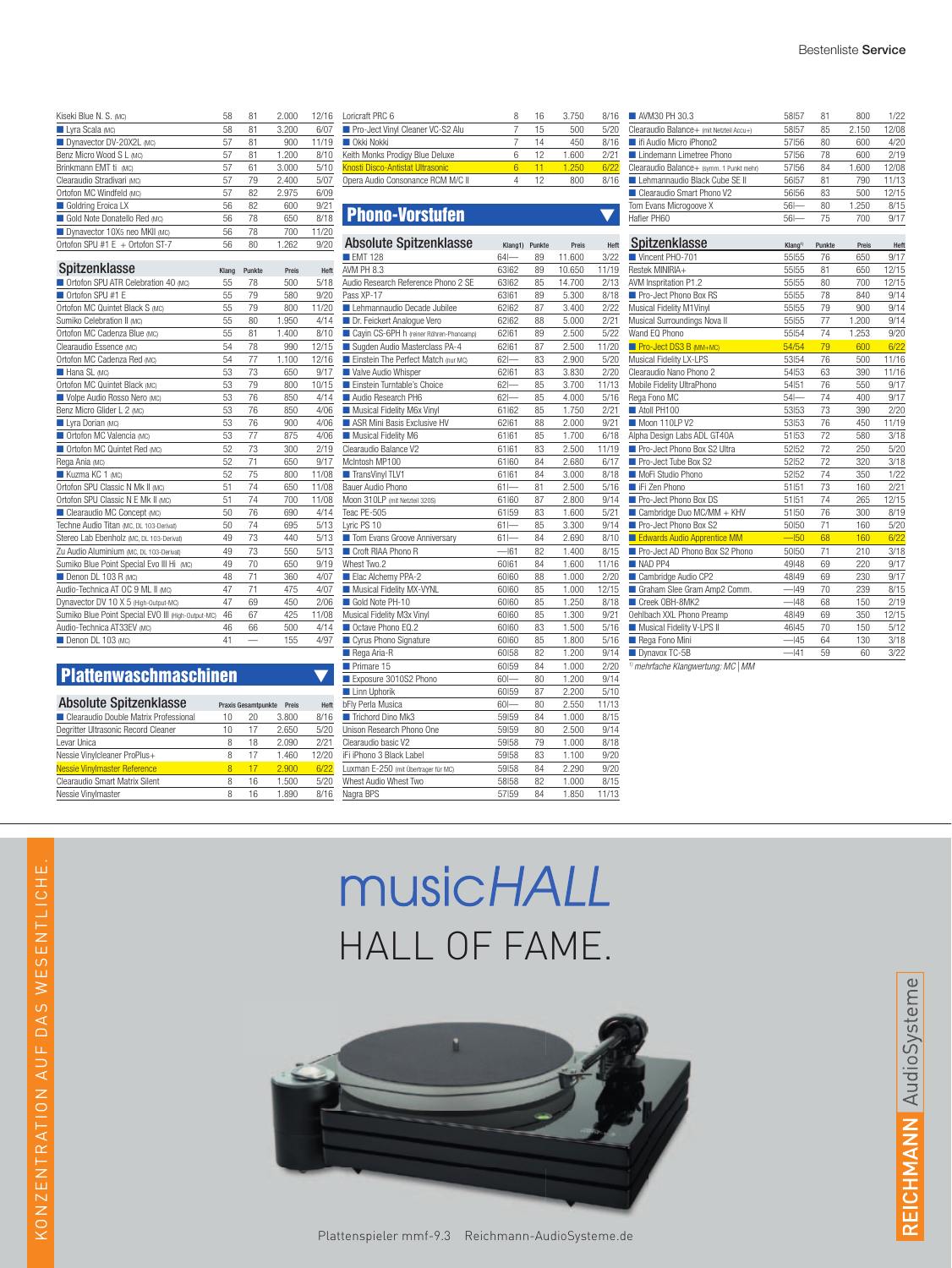| | Klang | Punkte | Preis | Heft |
|---|---|---|---|---|
| Kiseki Blue N. S. (MC) | 58 | 81 | 2.000 | 12/16 |
| ■ Lyra Scala (MC) | 58 | 81 | 3.200 | 6/07 |
| ■ Dynavector DV-20X2L (MC) | 57 | 81 | 900 | 11/19 |
| Benz Micro Wood S L (MC) | 57 | 81 | 1.200 | 8/10 |
| Brinkmann EMT ti (MC) | 57 | 61 | 3.000 | 5/10 |
| Clearaudio Stradivari (MC) | 57 | 79 | 2.400 | 5/07 |
| Ortofon MC Windfeld (MC) | 57 | 82 | 2.975 | 6/09 |
| ■ Goldring Eroica LX | 56 | 82 | 600 | 9/21 |
| ■ Gold Note Donatello Red (MC) | 56 | 78 | 650 | 8/18 |
| ■ Dynavector 10X5 neo MKII (MC) | 56 | 78 | 700 | 11/20 |
| Ortofon SPU #1 E + Ortofon ST-7 | 56 | 80 | 1.262 | 9/20 |

## Spitzenklasse

| | Klang | Punkte | Preis | Heft |
|---|---|---|---|---|
| ■ Ortofon SPU ATR Celebration 40 (MC) | 55 | 78 | 500 | 5/18 |
| ■ Ortofon SPU #1 E | 55 | 79 | 580 | 9/20 |
| Ortofon MC Quintet Black S (MC) | 55 | 79 | 800 | 11/20 |
| Sumiko Celebration II (MC) | 55 | 80 | 1.950 | 4/14 |
| Ortofon MC Cadenza Blue (MC) | 55 | 81 | 1.400 | 8/10 |
| Clearaudio Essence (MC) | 54 | 78 | 990 | 12/15 |
| Ortofon MC Cadenza Red (MC) | 54 | 77 | 1.100 | 12/16 |
| ■ Hana SL (MC) | 53 | 73 | 650 | 9/17 |
| Ortofon MC Quintet Black (MC) | 53 | 79 | 800 | 10/15 |
| ■ Volpe Audio Rosso Nero (MC) | 53 | 76 | 850 | 4/14 |
| Benz Micro Glider L 2 (MC) | 53 | 76 | 850 | 4/06 |
| ■ Lyra Dorian (MC) | 53 | 76 | 900 | 4/06 |
| ■ Ortofon MC Valencia (MC) | 53 | 77 | 875 | 4/06 |
| ■ Ortofon MC Quintet Red (MC) | 52 | 73 | 300 | 2/19 |
| Rega Ania (MC) | 52 | 71 | 650 | 9/17 |
| ■ Kuzma KC 1 (MC) | 52 | 75 | 800 | 11/08 |
| Ortofon SPU Classic N Mk II (MC) | 51 | 74 | 650 | 11/08 |
| Ortofon SPU Classic N E Mk II (MC) | 51 | 74 | 700 | 11/08 |
| ■ Clearaudio MC Concept (MC) | 50 | 76 | 690 | 4/14 |
| Techne Audio Titan (MC, DL 103-Derivat) | 50 | 74 | 695 | 5/13 |
| Stereo Lab Ebenholz (MC, DL 103-Derivat) | 49 | 73 | 440 | 5/13 |
| Zu Audio Aluminium (MC, DL 103-Derivat) | 49 | 73 | 550 | 5/13 |
| Sumiko Blue Point Special Evo III Hi (MC) | 49 | 70 | 650 | 9/19 |
| ■ Denon DL 103 R (MC) | 48 | 71 | 360 | 4/07 |
| Audio-Technica AT OC 9 ML II (MC) | 47 | 71 | 475 | 4/07 |
| Dynavector DV 10 X 5 (High-Output-MC) | 47 | 69 | 450 | 2/06 |
| Sumiko Blue Point Special EVO III (High-Output-MC) | 46 | 67 | 425 | 11/08 |
| Audio-Technica AT33EV (MC) | 46 | 66 | 500 | 4/14 |
| ■ Denon DL 103 (MC) | 41 | — | 155 | 4/97 |

## Plattenwaschmaschinen

### Absolute Spitzenklasse

| | Praxis | Gesamtpunkte | Preis | Heft |
|---|---|---|---|---|
| ■ Clearaudio Double Matrix Professional | 10 | 20 | 3.800 | 8/16 |
| Degritter Ultrasonic Record Cleaner | 10 | 17 | 2.650 | 5/20 |
| Levar Unica | 8 | 18 | 2.090 | 2/21 |
| Nessie Vinylcleaner ProPlus+ | 8 | 17 | 1.460 | 12/20 |
| Nessie Vinylmaster Reference | 8 | 17 | 2.900 | 6/22 |
| Clearaudio Smart Matrix Silent | 8 | 16 | 1.500 | 5/20 |
| Nessie Vinylmaster | 8 | 16 | 1.890 | 8/16 |
| Loricraft PRC 6 | 8 | 16 | 3.750 | 8/16 |
| ■ Pro-Ject Vinyl Cleaner VC-S2 Alu | 7 | 15 | 500 | 5/20 |
| ■ Okki Nokki | 7 | 14 | 450 | 8/16 |
| Keith Monks Prodigy Blue Deluxe | 6 | 12 | 1.600 | 2/21 |
| Knosti Disco-Antistat Ultrasonic | 6 | 11 | 1.250 | 6/22 |
| Opera Audio Consonance RCM M/C II | 4 | 12 | 800 | 8/16 |

## Phono-Vorstufen

### Absolute Spitzenklasse

| | Klang[1] | Punkte | Preis | Heft |
|---|---|---|---|---|
| ■ EMT 128 | 64\|— | 89 | 11.600 | 3/22 |
| AVM PH 8.3 | 63\|62 | 89 | 10.650 | 11/19 |
| Audio Research Reference Phono 2 SE | 63\|62 | 85 | 14.700 | 2/13 |
| Pass XP-17 | 63\|61 | 89 | 5.300 | 8/18 |
| ■ Lehmannaudio Decade Jubilee | 62\|62 | 87 | 3.400 | 2/22 |
| ■ Dr. Feickert Analogue Vero | 62\|62 | 88 | 5.000 | 2/21 |
| ■ Cayin CS-6PH h (reiner Röhren-Phonoamp) | 62\|61 | 89 | 2.500 | 5/22 |
| ■ Sugden Audio Masterclass PA-4 | 62\|61 | 87 | 2.500 | 11/20 |
| ■ Einstein The Perfect Match (nur MC) | 62\|— | 83 | 2.900 | 5/20 |
| ■ Valve Audio Whisper | 62\|61 | 83 | 3.830 | 2/20 |
| ■ Einstein Turntable's Choice | 62\|— | 85 | 3.700 | 11/13 |
| ■ Audio Research PH6 | 62\|— | 85 | 4.000 | 5/16 |
| ■ Musical Fidelity M6x Vinyl | 61\|62 | 85 | 1.750 | 2/21 |
| ■ ASR Mini Basis Exclusive HV | 62\|61 | 88 | 2.000 | 9/21 |
| ■ Musical Fidelity M6 | 61\|61 | 85 | 1.700 | 6/18 |
| Clearaudio Balance V2 | 61\|61 | 83 | 2.500 | 11/19 |
| McIntosh MP100 | 61\|60 | 84 | 2.680 | 6/17 |
| ■ TransVinyl TLV1 | 61\|61 | 84 | 3.000 | 8/18 |
| Bauer Audio Phono | 61\|— | 81 | 2.500 | 5/16 |
| Moon 310LP (mit Netzteil 320S) | 61\|60 | 87 | 2.800 | 9/14 |
| Teac PE-505 | 61\|59 | 83 | 1.600 | 5/21 |
| Lyric PS 10 | 61\|— | 85 | 3.300 | 9/14 |
| ■ Tom Evans Groove Anniversary | 61\|— | 84 | 2.690 | 8/10 |
| ■ Croft RIAA Phono R | —\|61 | 82 | 1.400 | 8/15 |
| Whest Two.2 | 60\|61 | 84 | 1.600 | 11/16 |
| ■ Elac Alchemy PPA-2 | 60\|60 | 88 | 1.000 | 2/20 |
| ■ Musical Fidelity MX-VYNL | 60\|60 | 85 | 1.000 | 12/15 |
| ■ Gold Note PH-10 | 60\|60 | 85 | 1.250 | 8/18 |
| Musical Fidelity M3x Vinyl | 60\|60 | 85 | 1.300 | 9/21 |
| ■ Octave Phono EQ.2 | 60\|60 | 83 | 1.500 | 5/16 |
| ■ Cyrus Phono Signature | 60\|60 | 85 | 1.800 | 5/16 |
| ■ Rega Aria-R | 60\|58 | 82 | 1.200 | 9/14 |
| ■ Primare 15 | 60\|59 | 84 | 1.000 | 2/20 |
| ■ Exposure 3010S2 Phono | 60\|— | 80 | 1.200 | 9/14 |
| ■ Linn Uphorik | 60\|59 | 87 | 2.200 | 5/10 |
| bFly Perla Musica | 60\|— | 80 | 2.550 | 11/13 |
| ■ Trichord Dino Mk3 | 59\|59 | 84 | 1.000 | 8/15 |
| Unison Research Phono One | 59\|59 | 80 | 2.500 | 9/14 |
| Clearaudio basic V2 | 59\|58 | 79 | 1.000 | 8/18 |
| iFi iPhono 3 Black Label | 59\|58 | 83 | 1.100 | 9/20 |
| Luxman E-250 (mit Übertrager für MC) | 59\|58 | 84 | 2.290 | 9/20 |
| Whest Audio Whest Two | 58\|58 | 82 | 1.000 | 8/15 |
| Nagra BPS | 57\|59 | 84 | 1.850 | 11/13 |
| ■ AVM30 PH 30.3 | 58\|57 | 81 | 800 | 1/22 |
| Clearaudio Balance+ (mit Netzteil Accu+) | 58\|57 | 85 | 2.150 | 12/08 |
| ■ ifi Audio Micro iPhono2 | 57\|56 | 80 | 600 | 4/20 |
| ■ Lindemann Limetree Phono | 57\|56 | 78 | 600 | 2/19 |
| Clearaudio Balance+ (symm. 1 Punkt mehr) | 57\|56 | 84 | 1.600 | 12/08 |
| ■ Lehmannaudio Black Cube SE II | 56\|57 | 81 | 790 | 11/13 |
| ■ Clearaudio Smart Phono V2 | 56\|56 | 83 | 500 | 12/15 |
| Tom Evans Microgoove X | 56\|— | 80 | 1.250 | 8/15 |
| Hafler PH60 | 56\|— | 75 | 700 | 9/17 |

### Spitzenklasse

| | Klang[1] | Punkte | Preis | Heft |
|---|---|---|---|---|
| ■ Vincent PHO-701 | 55\|55 | 76 | 650 | 9/17 |
| Restek MINIRIA+ | 55\|55 | 81 | 650 | 12/15 |
| AVM Inspiration P1.2 | 55\|55 | 80 | 700 | 12/15 |
| ■ Pro-Ject Phono Box RS | 55\|55 | 78 | 840 | 9/14 |
| Musical Fidelity M1Vinyl | 55\|55 | 79 | 900 | 9/14 |
| Musical Surroundings Nova II | 55\|55 | 77 | 1.200 | 9/14 |
| Wand EQ Phono | 55\|54 | 74 | 1.253 | 9/20 |
| ■ Pro-Ject DS3 B (MM+MC) | 54\|54 | 79 | 600 | 6/22 |
| Musical Fidelity LX-LPS | 53\|54 | 76 | 500 | 11/16 |
| Clearaudio Nano Phono 2 | 54\|53 | 63 | 390 | 11/16 |
| Mobile Fidelity UltraPhono | 54\|51 | 76 | 550 | 9/17 |
| Rega Fono MC | 54\|— | 74 | 400 | 9/17 |
| ■ Atoll PH100 | 53\|53 | 73 | 390 | 2/20 |
| ■ Moon 110LP V2 | 53\|53 | 76 | 450 | 11/19 |
| Alpha Design Labs ADL GT40A | 51\|53 | 72 | 580 | 3/18 |
| ■ Pro-Ject Phono Box S2 Ultra | 52\|52 | 72 | 250 | 5/20 |
| ■ Pro-Ject Tube Box S2 | 52\|52 | 72 | 320 | 3/18 |
| ■ MoFi Studio Phono | 52\|52 | 74 | 350 | 1/22 |
| ■ iFi Zen Phono | 51\|51 | 73 | 160 | 2/21 |
| ■ Pro-Ject Phono Box DS | 51\|51 | 74 | 265 | 12/15 |
| ■ Cambridge Duo MC/MM + KHV | 51\|50 | 76 | 300 | 8/19 |
| ■ Pro-Ject Phono Box S2 | 50\|50 | 71 | 160 | 5/20 |
| ■ Edwards Audio Apprentice MM | —\|50 | 68 | 160 | 6/22 |
| ■ Pro-Ject AD Phono Box S2 Phono | 50\|50 | 71 | 210 | 3/18 |
| ■ NAD PP4 | 49\|48 | 69 | 220 | 9/17 |
| ■ Cambridge Audio CP2 | 48\|49 | 69 | 230 | 9/17 |
| ■ Graham Slee Gram Amp2 Comm. | —\|49 | 70 | 239 | 8/15 |
| ■ Creek OBH-8MK2 | —\|48 | 68 | 150 | 2/19 |
| Oehlbach XXL Phono Preamp | 48\|49 | 69 | 350 | 12/15 |
| ■ Musical Fidelity V-LPS II | 46\|45 | 70 | 150 | 5/12 |
| ■ Rega Fono Mini | —\|45 | 64 | 130 | 3/18 |
| ■ Dynavox TC-5B | —\|41 | 59 | 60 | 3/22 |

[1] *mehrfache Klangwertung: MC | MM*

KONZENTRATION AUF DAS WESENTLICHE.

musicHALL

HALL OF FAME.

Plattenspieler mmf-9.3 Reichmann-AudioSysteme.de

REICHMANN AudioSysteme